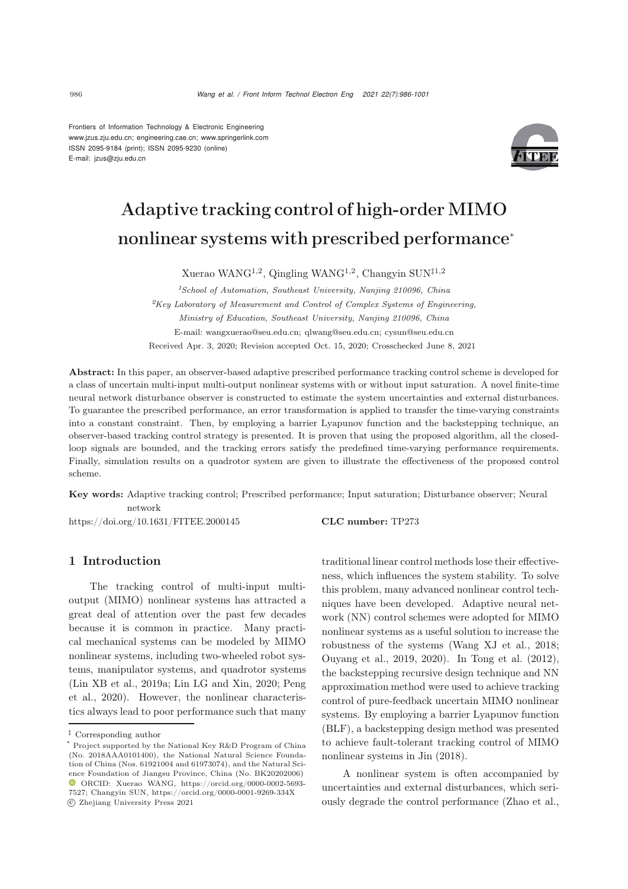Frontiers of Information Technology & Electronic Engineering
www.jzus.zju.edu.cn; engineering.cae.cn; www.springerlink.com
ISSN 2095-9184 (print); ISSN 2095-9230 (online)
E-mail: jzus@zju.edu.cn

# Adaptive tracking control of high-order MIMO nonlinear systems with prescribed performance*

Xuerao WANG[1,2], Qingling WANG[1,2], Changyin SUN[‡1,2]

[1]*School of Automation, Southeast University, Nanjing 210096, China*

[2]*Key Laboratory of Measurement and Control of Complex Systems of Engineering, Ministry of Education, Southeast University, Nanjing 210096, China*

E-mail: wangxuerao@seu.edu.cn; qlwang@seu.edu.cn; cysun@seu.edu.cn

Received Apr. 3, 2020; Revision accepted Oct. 15, 2020; Crosschecked June 8, 2021

**Abstract:** In this paper, an observer-based adaptive prescribed performance tracking control scheme is developed for a class of uncertain multi-input multi-output nonlinear systems with or without input saturation. A novel finite-time neural network disturbance observer is constructed to estimate the system uncertainties and external disturbances. To guarantee the prescribed performance, an error transformation is applied to transfer the time-varying constraints into a constant constraint. Then, by employing a barrier Lyapunov function and the backstepping technique, an observer-based tracking control strategy is presented. It is proven that using the proposed algorithm, all the closed-loop signals are bounded, and the tracking errors satisfy the predefined time-varying performance requirements. Finally, simulation results on a quadrotor system are given to illustrate the effectiveness of the proposed control scheme.

**Key words:** Adaptive tracking control; Prescribed performance; Input saturation; Disturbance observer; Neural network

https://doi.org/10.1631/FITEE.2000145 **CLC number:** TP273

## 1 Introduction

The tracking control of multi-input multi-output (MIMO) nonlinear systems has attracted a great deal of attention over the past few decades because it is common in practice. Many practical mechanical systems can be modeled by MIMO nonlinear systems, including two-wheeled robot systems, manipulator systems, and quadrotor systems (Lin XB et al., 2019a; Lin LG and Xin, 2020; Peng et al., 2020). However, the nonlinear characteristics always lead to poor performance such that many traditional linear control methods lose their effectiveness, which influences the system stability. To solve this problem, many advanced nonlinear control techniques have been developed. Adaptive neural network (NN) control schemes were adopted for MIMO nonlinear systems as a useful solution to increase the robustness of the systems (Wang XJ et al., 2018; Ouyang et al., 2019, 2020). In Tong et al. (2012), the backstepping recursive design technique and NN approximation method were used to achieve tracking control of pure-feedback uncertain MIMO nonlinear systems. By employing a barrier Lyapunov function (BLF), a backstepping design method was presented to achieve fault-tolerant tracking control of MIMO nonlinear systems in Jin (2018).

A nonlinear system is often accompanied by uncertainties and external disturbances, which seriously degrade the control performance (Zhao et al.,

‡ Corresponding author

* Project supported by the National Key R&D Program of China (No. 2018AAA0101400), the National Natural Science Foundation of China (Nos. 61921004 and 61973074), and the Natural Science Foundation of Jiangsu Province, China (No. BK20202006)

ORCID: Xuerao WANG, https://orcid.org/0000-0002-5693-7527; Changyin SUN, https://orcid.org/0000-0001-9269-334X

© Zhejiang University Press 2021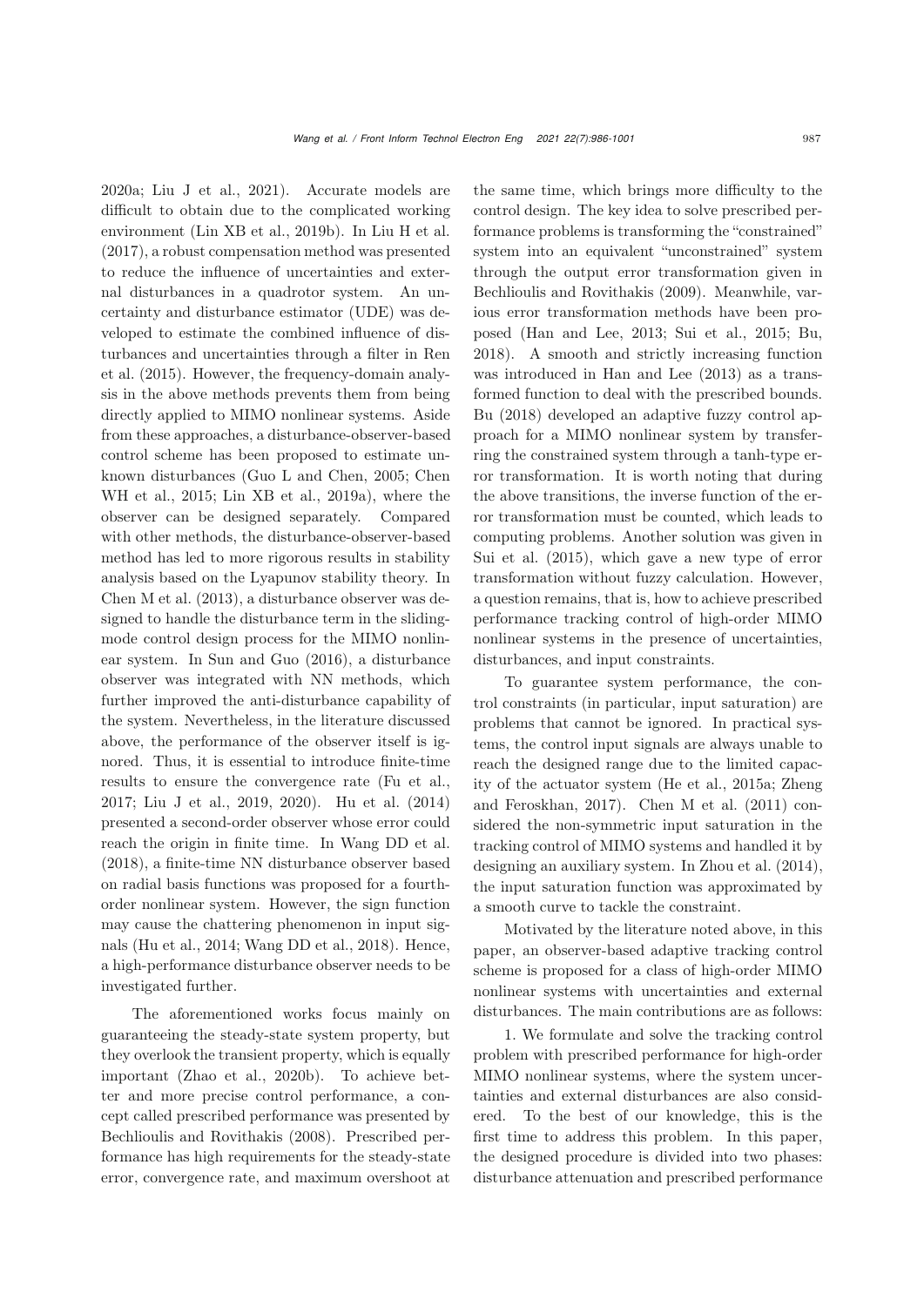2020a; Liu J et al., 2021). Accurate models are difficult to obtain due to the complicated working environment (Lin XB et al., 2019b). In Liu H et al. (2017), a robust compensation method was presented to reduce the influence of uncertainties and external disturbances in a quadrotor system. An uncertainty and disturbance estimator (UDE) was developed to estimate the combined influence of disturbances and uncertainties through a filter in Ren et al. (2015). However, the frequency-domain analysis in the above methods prevents them from being directly applied to MIMO nonlinear systems. Aside from these approaches, a disturbance-observer-based control scheme has been proposed to estimate unknown disturbances (Guo L and Chen, 2005; Chen WH et al., 2015; Lin XB et al., 2019a), where the observer can be designed separately. Compared with other methods, the disturbance-observer-based method has led to more rigorous results in stability analysis based on the Lyapunov stability theory. In Chen M et al. (2013), a disturbance observer was designed to handle the disturbance term in the sliding-mode control design process for the MIMO nonlinear system. In Sun and Guo (2016), a disturbance observer was integrated with NN methods, which further improved the anti-disturbance capability of the system. Nevertheless, in the literature discussed above, the performance of the observer itself is ignored. Thus, it is essential to introduce finite-time results to ensure the convergence rate (Fu et al., 2017; Liu J et al., 2019, 2020). Hu et al. (2014) presented a second-order observer whose error could reach the origin in finite time. In Wang DD et al. (2018), a finite-time NN disturbance observer based on radial basis functions was proposed for a fourth-order nonlinear system. However, the sign function may cause the chattering phenomenon in input signals (Hu et al., 2014; Wang DD et al., 2018). Hence, a high-performance disturbance observer needs to be investigated further.

The aforementioned works focus mainly on guaranteeing the steady-state system property, but they overlook the transient property, which is equally important (Zhao et al., 2020b). To achieve better and more precise control performance, a concept called prescribed performance was presented by Bechlioulis and Rovithakis (2008). Prescribed performance has high requirements for the steady-state error, convergence rate, and maximum overshoot at the same time, which brings more difficulty to the control design. The key idea to solve prescribed performance problems is transforming the "constrained" system into an equivalent "unconstrained" system through the output error transformation given in Bechlioulis and Rovithakis (2009). Meanwhile, various error transformation methods have been proposed (Han and Lee, 2013; Sui et al., 2015; Bu, 2018). A smooth and strictly increasing function was introduced in Han and Lee (2013) as a transformed function to deal with the prescribed bounds. Bu (2018) developed an adaptive fuzzy control approach for a MIMO nonlinear system by transferring the constrained system through a tanh-type error transformation. It is worth noting that during the above transitions, the inverse function of the error transformation must be counted, which leads to computing problems. Another solution was given in Sui et al. (2015), which gave a new type of error transformation without fuzzy calculation. However, a question remains, that is, how to achieve prescribed performance tracking control of high-order MIMO nonlinear systems in the presence of uncertainties, disturbances, and input constraints.

To guarantee system performance, the control constraints (in particular, input saturation) are problems that cannot be ignored. In practical systems, the control input signals are always unable to reach the designed range due to the limited capacity of the actuator system (He et al., 2015a; Zheng and Feroskhan, 2017). Chen M et al. (2011) considered the non-symmetric input saturation in the tracking control of MIMO systems and handled it by designing an auxiliary system. In Zhou et al. (2014), the input saturation function was approximated by a smooth curve to tackle the constraint.

Motivated by the literature noted above, in this paper, an observer-based adaptive tracking control scheme is proposed for a class of high-order MIMO nonlinear systems with uncertainties and external disturbances. The main contributions are as follows:

1. We formulate and solve the tracking control problem with prescribed performance for high-order MIMO nonlinear systems, where the system uncertainties and external disturbances are also considered. To the best of our knowledge, this is the first time to address this problem. In this paper, the designed procedure is divided into two phases: disturbance attenuation and prescribed performance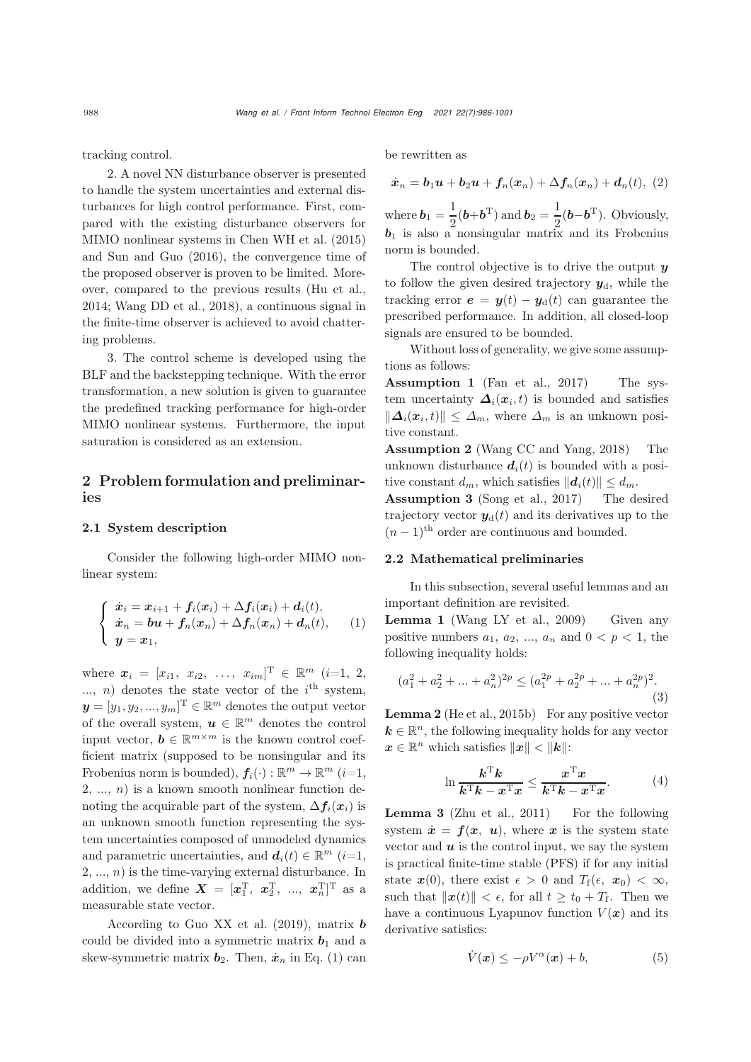tracking control.

2. A novel NN disturbance observer is presented to handle the system uncertainties and external disturbances for high control performance. First, compared with the existing disturbance observers for MIMO nonlinear systems in Chen WH et al. (2015) and Sun and Guo (2016), the convergence time of the proposed observer is proven to be limited. Moreover, compared to the previous results (Hu et al., 2014; Wang DD et al., 2018), a continuous signal in the finite-time observer is achieved to avoid chattering problems.

3. The control scheme is developed using the BLF and the backstepping technique. With the error transformation, a new solution is given to guarantee the predefined tracking performance for high-order MIMO nonlinear systems. Furthermore, the input saturation is considered as an extension.

## 2 Problem formulation and preliminaries

### 2.1 System description

Consider the following high-order MIMO nonlinear system:

$$\begin{cases} \dot{\boldsymbol{x}}_i = \boldsymbol{x}_{i+1} + \boldsymbol{f}_i(\boldsymbol{x}_i) + \Delta \boldsymbol{f}_i(\boldsymbol{x}_i) + \boldsymbol{d}_i(t), \\ \dot{\boldsymbol{x}}_n = \boldsymbol{b}\boldsymbol{u} + \boldsymbol{f}_n(\boldsymbol{x}_n) + \Delta \boldsymbol{f}_n(\boldsymbol{x}_n) + \boldsymbol{d}_n(t), \\ \boldsymbol{y} = \boldsymbol{x}_1, \end{cases} \tag{1}$$

where $\boldsymbol{x}_i = [x_{i1},\ x_{i2},\ \ldots,\ x_{im}]^{\mathrm{T}} \in \mathbb{R}^m$ ($i$=1, 2, ..., $n$) denotes the state vector of the $i^{\text{th}}$ system, $\boldsymbol{y} = [y_1, y_2, ..., y_m]^{\mathrm{T}} \in \mathbb{R}^m$ denotes the output vector of the overall system, $\boldsymbol{u} \in \mathbb{R}^m$ denotes the control input vector, $\boldsymbol{b} \in \mathbb{R}^{m\times m}$ is the known control coefficient matrix (supposed to be nonsingular and its Frobenius norm is bounded), $\boldsymbol{f}_i(\cdot) : \mathbb{R}^m \to \mathbb{R}^m$ ($i$=1, 2, ..., $n$) is a known smooth nonlinear function denoting the acquirable part of the system, $\Delta \boldsymbol{f}_i(\boldsymbol{x}_i)$ is an unknown smooth function representing the system uncertainties composed of unmodeled dynamics and parametric uncertainties, and $\boldsymbol{d}_i(t) \in \mathbb{R}^m$ ($i$=1, 2, ..., $n$) is the time-varying external disturbance. In addition, we define $\boldsymbol{X} = [\boldsymbol{x}_1^{\mathrm{T}},\ \boldsymbol{x}_2^{\mathrm{T}},\ ...,\ \boldsymbol{x}_n^{\mathrm{T}}]^{\mathrm{T}}$ as a measurable state vector.

According to Guo XX et al. (2019), matrix $\boldsymbol{b}$ could be divided into a symmetric matrix $\boldsymbol{b}_1$ and a skew-symmetric matrix $\boldsymbol{b}_2$. Then, $\dot{\boldsymbol{x}}_n$ in Eq. (1) can be rewritten as

$$\dot{\boldsymbol{x}}_n = \boldsymbol{b}_1\boldsymbol{u} + \boldsymbol{b}_2\boldsymbol{u} + \boldsymbol{f}_n(\boldsymbol{x}_n) + \Delta \boldsymbol{f}_n(\boldsymbol{x}_n) + \boldsymbol{d}_n(t), \tag{2}$$

where $\boldsymbol{b}_1 = \dfrac{1}{2}(\boldsymbol{b}+\boldsymbol{b}^{\mathrm{T}})$ and $\boldsymbol{b}_2 = \dfrac{1}{2}(\boldsymbol{b}-\boldsymbol{b}^{\mathrm{T}})$. Obviously, $\boldsymbol{b}_1$ is also a nonsingular matrix and its Frobenius norm is bounded.

The control objective is to drive the output $\boldsymbol{y}$ to follow the given desired trajectory $\boldsymbol{y}_{\mathrm{d}}$, while the tracking error $\boldsymbol{e} = \boldsymbol{y}(t) - \boldsymbol{y}_{\mathrm{d}}(t)$ can guarantee the prescribed performance. In addition, all closed-loop signals are ensured to be bounded.

Without loss of generality, we give some assumptions as follows:

**Assumption 1** (Fan et al., 2017) The system uncertainty $\boldsymbol{\Delta}_i(\boldsymbol{x}_i, t)$ is bounded and satisfies $\|\boldsymbol{\Delta}_i(\boldsymbol{x}_i, t)\| \le \Delta_m$, where $\Delta_m$ is an unknown positive constant.

**Assumption 2** (Wang CC and Yang, 2018) The unknown disturbance $\boldsymbol{d}_i(t)$ is bounded with a positive constant $d_m$, which satisfies $\|\boldsymbol{d}_i(t)\| \le d_m$.

**Assumption 3** (Song et al., 2017) The desired trajectory vector $\boldsymbol{y}_{\mathrm{d}}(t)$ and its derivatives up to the $(n-1)^{\text{th}}$ order are continuous and bounded.

### 2.2 Mathematical preliminaries

In this subsection, several useful lemmas and an important definition are revisited.

**Lemma 1** (Wang LY et al., 2009) Given any positive numbers $a_1$, $a_2$, ..., $a_n$ and $0 < p < 1$, the following inequality holds:

$$(a_1^2 + a_2^2 + ... + a_n^2)^{2p} \le (a_1^{2p} + a_2^{2p} + ... + a_n^{2p})^2. \tag{3}$$

**Lemma 2** (He et al., 2015b) For any positive vector $\boldsymbol{k} \in \mathbb{R}^n$, the following inequality holds for any vector $\boldsymbol{x} \in \mathbb{R}^n$ which satisfies $\|\boldsymbol{x}\| < \|\boldsymbol{k}\|$:

$$\ln \frac{\boldsymbol{k}^{\mathrm{T}}\boldsymbol{k}}{\boldsymbol{k}^{\mathrm{T}}\boldsymbol{k} - \boldsymbol{x}^{\mathrm{T}}\boldsymbol{x}} \le \frac{\boldsymbol{x}^{\mathrm{T}}\boldsymbol{x}}{\boldsymbol{k}^{\mathrm{T}}\boldsymbol{k} - \boldsymbol{x}^{\mathrm{T}}\boldsymbol{x}}. \tag{4}$$

**Lemma 3** (Zhu et al., 2011) For the following system $\dot{\boldsymbol{x}} = \boldsymbol{f}(\boldsymbol{x},\ \boldsymbol{u})$, where $\boldsymbol{x}$ is the system state vector and $\boldsymbol{u}$ is the control input, we say the system is practical finite-time stable (PFS) if for any initial state $\boldsymbol{x}(0)$, there exist $\epsilon > 0$ and $T_{\mathrm{f}}(\epsilon,\ \boldsymbol{x}_0) < \infty$, such that $\|\boldsymbol{x}(t)\| < \epsilon$, for all $t \ge t_0 + T_{\mathrm{f}}$. Then we have a continuous Lyapunov function $V(\boldsymbol{x})$ and its derivative satisfies:

$$\dot{V}(\boldsymbol{x}) \le -\rho V^{\alpha}(\boldsymbol{x}) + b, \tag{5}$$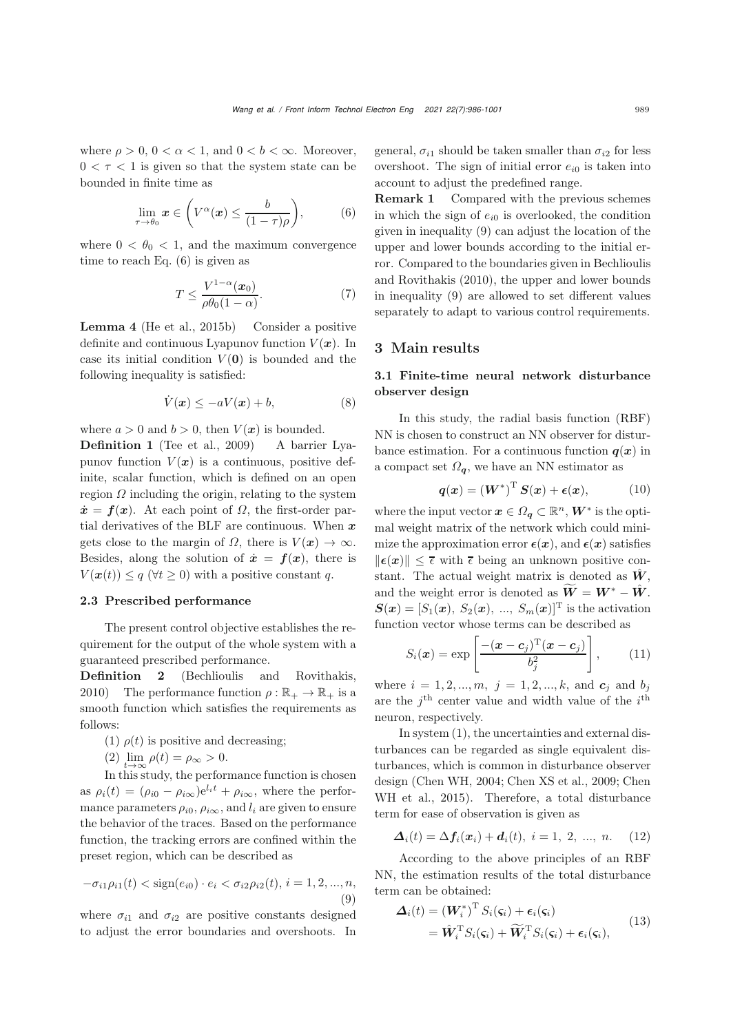where $\rho > 0$, $0 < \alpha < 1$, and $0 < b < \infty$. Moreover, $0 < \tau < 1$ is given so that the system state can be bounded in finite time as

$$\lim_{\tau \to \theta_0} \boldsymbol{x} \in \left( V^{\alpha}(\boldsymbol{x}) \le \frac{b}{(1-\tau)\rho} \right), \tag{6}$$

where $0 < \theta_0 < 1$, and the maximum convergence time to reach Eq. (6) is given as

$$T \le \frac{V^{1-\alpha}(\boldsymbol{x}_0)}{\rho \theta_0 (1-\alpha)}. \tag{7}$$

**Lemma 4** (He et al., 2015b) Consider a positive definite and continuous Lyapunov function $V(\boldsymbol{x})$. In case its initial condition $V(\boldsymbol{0})$ is bounded and the following inequality is satisfied:

$$\dot{V}(\boldsymbol{x}) \le -aV(\boldsymbol{x}) + b, \tag{8}$$

where $a > 0$ and $b > 0$, then $V(\boldsymbol{x})$ is bounded.

**Definition 1** (Tee et al., 2009) A barrier Lyapunov function $V(\boldsymbol{x})$ is a continuous, positive definite, scalar function, which is defined on an open region $\Omega$ including the origin, relating to the system $\dot{\boldsymbol{x}} = \boldsymbol{f}(\boldsymbol{x})$. At each point of $\Omega$, the first-order partial derivatives of the BLF are continuous. When $\boldsymbol{x}$ gets close to the margin of $\Omega$, there is $V(\boldsymbol{x}) \to \infty$. Besides, along the solution of $\dot{\boldsymbol{x}} = \boldsymbol{f}(\boldsymbol{x})$, there is $V(\boldsymbol{x}(t)) \le q$ ($\forall t \ge 0$) with a positive constant $q$.

### 2.3 Prescribed performance

The present control objective establishes the requirement for the output of the whole system with a guaranteed prescribed performance.

**Definition 2** (Bechlioulis and Rovithakis, 2010) The performance function $\rho: \mathbb{R}_+ \to \mathbb{R}_+$ is a smooth function which satisfies the requirements as follows:

(1) $\rho(t)$ is positive and decreasing;

(2) $\lim\limits_{t\to\infty} \rho(t) = \rho_{\infty} > 0$.

In this study, the performance function is chosen as $\rho_i(t) = (\rho_{i0} - \rho_{i\infty})\mathrm{e}^{l_i t} + \rho_{i\infty}$, where the performance parameters $\rho_{i0}$, $\rho_{i\infty}$, and $l_i$ are given to ensure the behavior of the traces. Based on the performance function, the tracking errors are confined within the preset region, which can be described as

$$-\sigma_{i1}\rho_{i1}(t) < \mathrm{sign}(e_{i0}) \cdot e_i < \sigma_{i2}\rho_{i2}(t),\ i = 1, 2, ..., n, \tag{9}$$

where $\sigma_{i1}$ and $\sigma_{i2}$ are positive constants designed to adjust the error boundaries and overshoots. In general, $\sigma_{i1}$ should be taken smaller than $\sigma_{i2}$ for less overshoot. The sign of initial error $e_{i0}$ is taken into account to adjust the predefined range.

**Remark 1** Compared with the previous schemes in which the sign of $e_{i0}$ is overlooked, the condition given in inequality (9) can adjust the location of the upper and lower bounds according to the initial error. Compared to the boundaries given in Bechlioulis and Rovithakis (2010), the upper and lower bounds in inequality (9) are allowed to set different values separately to adapt to various control requirements.

## 3 Main results

### 3.1 Finite-time neural network disturbance observer design

In this study, the radial basis function (RBF) NN is chosen to construct an NN observer for disturbance estimation. For a continuous function $\boldsymbol{q}(\boldsymbol{x})$ in a compact set $\Omega_{\boldsymbol{q}}$, we have an NN estimator as

$$\boldsymbol{q}(\boldsymbol{x}) = (\boldsymbol{W}^*)^{\mathrm{T}} \boldsymbol{S}(\boldsymbol{x}) + \boldsymbol{\epsilon}(\boldsymbol{x}), \tag{10}$$

where the input vector $\boldsymbol{x} \in \Omega_{\boldsymbol{q}} \subset \mathbb{R}^n$, $\boldsymbol{W}^*$ is the optimal weight matrix of the network which could minimize the approximation error $\boldsymbol{\epsilon}(\boldsymbol{x})$, and $\boldsymbol{\epsilon}(\boldsymbol{x})$ satisfies $\|\boldsymbol{\epsilon}(\boldsymbol{x})\| \le \overline{\epsilon}$ with $\overline{\epsilon}$ being an unknown positive constant. The actual weight matrix is denoted as $\hat{\boldsymbol{W}}$, and the weight error is denoted as $\widetilde{\boldsymbol{W}} = \boldsymbol{W}^* - \hat{\boldsymbol{W}}$. $\boldsymbol{S}(\boldsymbol{x}) = [S_1(\boldsymbol{x}),\ S_2(\boldsymbol{x}),\ ...,\ S_m(\boldsymbol{x})]^{\mathrm{T}}$ is the activation function vector whose terms can be described as

$$S_i(\boldsymbol{x}) = \exp\left[\frac{-(\boldsymbol{x} - \boldsymbol{c}_j)^{\mathrm{T}}(\boldsymbol{x} - \boldsymbol{c}_j)}{b_j^2}\right], \tag{11}$$

where $i = 1, 2, ..., m$, $j = 1, 2, ..., k$, and $\boldsymbol{c}_j$ and $b_j$ are the $j^{\text{th}}$ center value and width value of the $i^{\text{th}}$ neuron, respectively.

In system (1), the uncertainties and external disturbances can be regarded as single equivalent disturbances, which is common in disturbance observer design (Chen WH, 2004; Chen XS et al., 2009; Chen WH et al., 2015). Therefore, a total disturbance term for ease of observation is given as

$$\boldsymbol{\Delta}_i(t) = \Delta \boldsymbol{f}_i(\boldsymbol{x}_i) + \boldsymbol{d}_i(t),\ i = 1,\ 2,\ ...,\ n. \tag{12}$$

According to the above principles of an RBF NN, the estimation results of the total disturbance term can be obtained:

$$\begin{aligned} \boldsymbol{\Delta}_i(t) &= (\boldsymbol{W}_i^*)^{\mathrm{T}} S_i(\boldsymbol{\varsigma}_i) + \boldsymbol{\epsilon}_i(\boldsymbol{\varsigma}_i) \\ &= \hat{\boldsymbol{W}}_i^{\mathrm{T}} S_i(\boldsymbol{\varsigma}_i) + \widetilde{\boldsymbol{W}}_i^{\mathrm{T}} S_i(\boldsymbol{\varsigma}_i) + \boldsymbol{\epsilon}_i(\boldsymbol{\varsigma}_i), \end{aligned} \tag{13}$$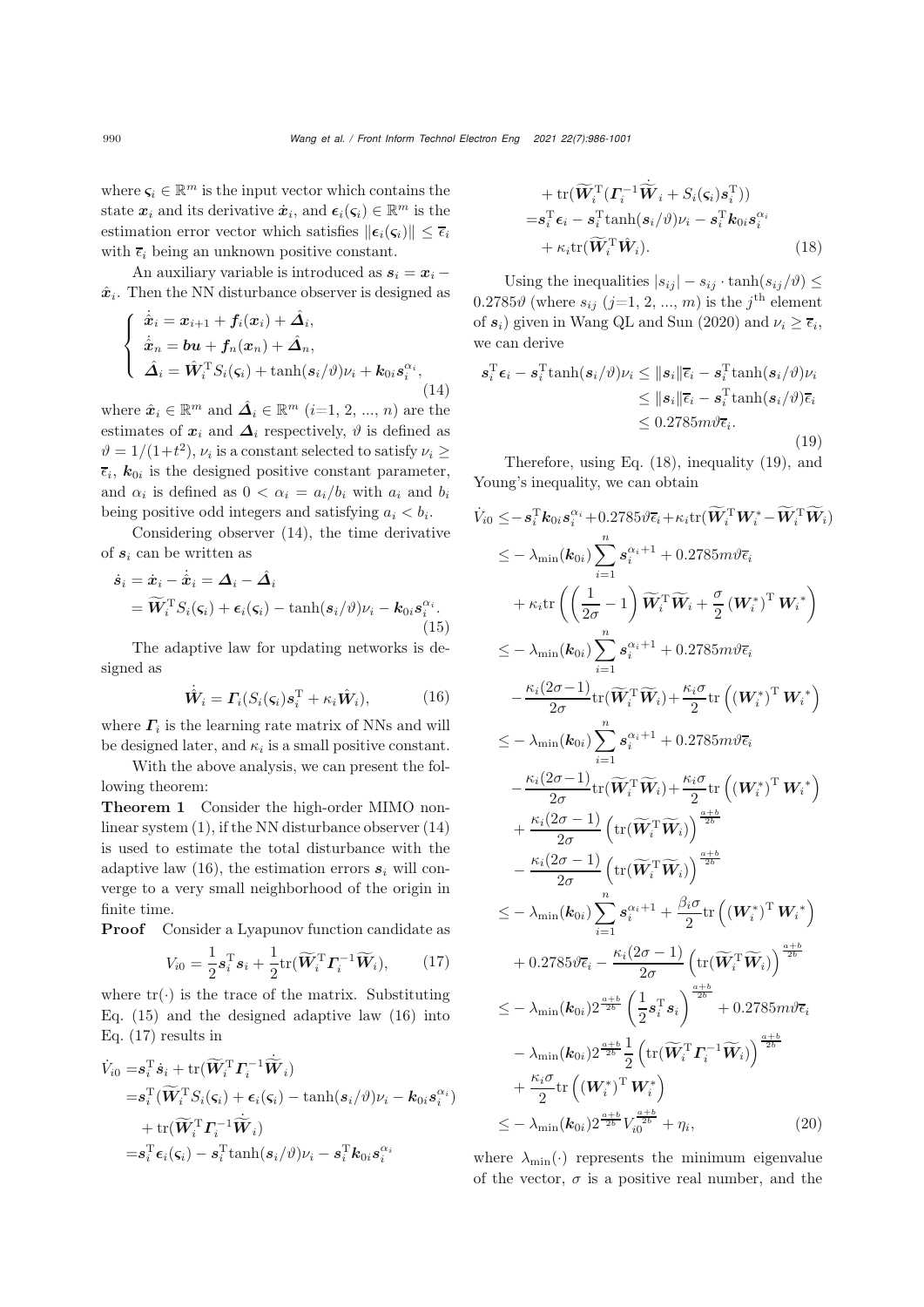where $\boldsymbol{\varsigma}_i \in \mathbb{R}^m$ is the input vector which contains the state $\boldsymbol{x}_i$ and its derivative $\dot{\boldsymbol{x}}_i$, and $\boldsymbol{\epsilon}_i(\boldsymbol{\varsigma}_i) \in \mathbb{R}^m$ is the estimation error vector which satisfies $\|\boldsymbol{\epsilon}_i(\boldsymbol{\varsigma}_i)\| \leq \overline{\epsilon}_i$ with $\overline{\epsilon}_i$ being an unknown positive constant.

An auxiliary variable is introduced as $\boldsymbol{s}_i = \boldsymbol{x}_i - \hat{\boldsymbol{x}}_i$. Then the NN disturbance observer is designed as

$$
\begin{cases}
\dot{\hat{\boldsymbol{x}}}_i = \boldsymbol{x}_{i+1} + \boldsymbol{f}_i(\boldsymbol{x}_i) + \hat{\boldsymbol{\Delta}}_i, \\
\dot{\hat{\boldsymbol{x}}}_n = \boldsymbol{b}\boldsymbol{u} + \boldsymbol{f}_n(\boldsymbol{x}_n) + \hat{\boldsymbol{\Delta}}_n, \\
\hat{\boldsymbol{\Delta}}_i = \hat{\boldsymbol{W}}_i^{\mathrm{T}} S_i(\boldsymbol{\varsigma}_i) + \tanh(\boldsymbol{s}_i/\vartheta)\nu_i + \boldsymbol{k}_{0i}\boldsymbol{s}_i^{\alpha_i},
\end{cases}
\tag{14}
$$

where $\hat{\boldsymbol{x}}_i \in \mathbb{R}^m$ and $\hat{\boldsymbol{\Delta}}_i \in \mathbb{R}^m$ ($i$=1, 2, ..., $n$) are the estimates of $\boldsymbol{x}_i$ and $\boldsymbol{\Delta}_i$ respectively, $\vartheta$ is defined as $\vartheta = 1/(1+t^2)$, $\nu_i$ is a constant selected to satisfy $\nu_i \geq \overline{\epsilon}_i$, $\boldsymbol{k}_{0i}$ is the designed positive constant parameter, and $\alpha_i$ is defined as $0 < \alpha_i = a_i/b_i$ with $a_i$ and $b_i$ being positive odd integers and satisfying $a_i < b_i$.

Considering observer (14), the time derivative of $\boldsymbol{s}_i$ can be written as

$$
\begin{aligned}
\dot{\boldsymbol{s}}_i &= \dot{\boldsymbol{x}}_i - \dot{\hat{\boldsymbol{x}}}_i = \boldsymbol{\Delta}_i - \hat{\boldsymbol{\Delta}}_i \\
&= \widetilde{\boldsymbol{W}}_i^{\mathrm{T}} S_i(\boldsymbol{\varsigma}_i) + \boldsymbol{\epsilon}_i(\boldsymbol{\varsigma}_i) - \tanh(\boldsymbol{s}_i/\vartheta)\nu_i - \boldsymbol{k}_{0i}\boldsymbol{s}_i^{\alpha_i}.
\end{aligned}
\tag{15}
$$

The adaptive law for updating networks is designed as

$$
\dot{\hat{\boldsymbol{W}}}_i = \boldsymbol{\Gamma}_i(S_i(\boldsymbol{\varsigma}_i)\boldsymbol{s}_i^{\mathrm{T}} + \kappa_i \hat{\boldsymbol{W}}_i), \tag{16}
$$

where $\boldsymbol{\Gamma}_i$ is the learning rate matrix of NNs and will be designed later, and $\kappa_i$ is a small positive constant.

With the above analysis, we can present the following theorem:

**Theorem 1** Consider the high-order MIMO nonlinear system (1), if the NN disturbance observer (14) is used to estimate the total disturbance with the adaptive law (16), the estimation errors $\boldsymbol{s}_i$ will converge to a very small neighborhood of the origin in finite time.

**Proof** Consider a Lyapunov function candidate as

$$
V_{i0} = \frac{1}{2}\boldsymbol{s}_i^{\mathrm{T}}\boldsymbol{s}_i + \frac{1}{2}\mathrm{tr}(\widetilde{\boldsymbol{W}}_i^{\mathrm{T}}\boldsymbol{\Gamma}_i^{-1}\widetilde{\boldsymbol{W}}_i), \tag{17}
$$

where $\mathrm{tr}(\cdot)$ is the trace of the matrix. Substituting Eq. (15) and the designed adaptive law (16) into Eq. (17) results in

$$
\begin{aligned}
\dot{V}_{i0} =& \boldsymbol{s}_i^{\mathrm{T}}\dot{\boldsymbol{s}}_i + \mathrm{tr}(\widetilde{\boldsymbol{W}}_i^{\mathrm{T}}\boldsymbol{\Gamma}_i^{-1}\dot{\widetilde{\boldsymbol{W}}}_i) \\
=& \boldsymbol{s}_i^{\mathrm{T}}(\widetilde{\boldsymbol{W}}_i^{\mathrm{T}} S_i(\boldsymbol{\varsigma}_i) + \boldsymbol{\epsilon}_i(\boldsymbol{\varsigma}_i) - \tanh(\boldsymbol{s}_i/\vartheta)\nu_i - \boldsymbol{k}_{0i}\boldsymbol{s}_i^{\alpha_i}) \\
&+ \mathrm{tr}(\widetilde{\boldsymbol{W}}_i^{\mathrm{T}}\boldsymbol{\Gamma}_i^{-1}\dot{\widetilde{\boldsymbol{W}}}_i) \\
=& \boldsymbol{s}_i^{\mathrm{T}}\boldsymbol{\epsilon}_i(\boldsymbol{\varsigma}_i) - \boldsymbol{s}_i^{\mathrm{T}}\tanh(\boldsymbol{s}_i/\vartheta)\nu_i - \boldsymbol{s}_i^{\mathrm{T}}\boldsymbol{k}_{0i}\boldsymbol{s}_i^{\alpha_i} \\
&+ \mathrm{tr}(\widetilde{\boldsymbol{W}}_i^{\mathrm{T}}(\boldsymbol{\Gamma}_i^{-1}\dot{\widetilde{\boldsymbol{W}}}_i + S_i(\boldsymbol{\varsigma}_i)\boldsymbol{s}_i^{\mathrm{T}})) \\
=& \boldsymbol{s}_i^{\mathrm{T}}\boldsymbol{\epsilon}_i - \boldsymbol{s}_i^{\mathrm{T}}\tanh(\boldsymbol{s}_i/\vartheta)\nu_i - \boldsymbol{s}_i^{\mathrm{T}}\boldsymbol{k}_{0i}\boldsymbol{s}_i^{\alpha_i} \\
&+ \kappa_i \mathrm{tr}(\widetilde{\boldsymbol{W}}_i^{\mathrm{T}}\hat{\boldsymbol{W}}_i).
\end{aligned}
\tag{18}
$$

Using the inequalities $|s_{ij}| - s_{ij}\cdot\tanh(s_{ij}/\vartheta) \leq 0.2785\vartheta$ (where $s_{ij}$ ($j$=1, 2, ..., $m$) is the $j^{\text{th}}$ element of $\boldsymbol{s}_i$) given in Wang QL and Sun (2020) and $\nu_i \geq \overline{\epsilon}_i$, we can derive

$$
\begin{aligned}
\boldsymbol{s}_i^{\mathrm{T}}\boldsymbol{\epsilon}_i - \boldsymbol{s}_i^{\mathrm{T}}\tanh(\boldsymbol{s}_i/\vartheta)\nu_i &\leq \|\boldsymbol{s}_i\|\overline{\epsilon}_i - \boldsymbol{s}_i^{\mathrm{T}}\tanh(\boldsymbol{s}_i/\vartheta)\nu_i \\
&\leq \|\boldsymbol{s}_i\|\overline{\epsilon}_i - \boldsymbol{s}_i^{\mathrm{T}}\tanh(\boldsymbol{s}_i/\vartheta)\overline{\epsilon}_i \\
&\leq 0.2785 m\vartheta\overline{\epsilon}_i.
\end{aligned}
\tag{19}
$$

Therefore, using Eq. (18), inequality (19), and Young's inequality, we can obtain

$$
\begin{aligned}
\dot{V}_{i0} \leq& -\boldsymbol{s}_i^{\mathrm{T}}\boldsymbol{k}_{0i}\boldsymbol{s}_i^{\alpha_i} + 0.2785\vartheta\overline{\epsilon}_i + \kappa_i\mathrm{tr}(\widetilde{\boldsymbol{W}}_i^{\mathrm{T}}\boldsymbol{W}_i^* - \widetilde{\boldsymbol{W}}_i^{\mathrm{T}}\widetilde{\boldsymbol{W}}_i) \\
\leq& -\lambda_{\min}(\boldsymbol{k}_{0i})\sum_{i=1}^{n}\boldsymbol{s}_i^{\alpha_i+1} + 0.2785 m\vartheta\overline{\epsilon}_i \\
&+ \kappa_i\mathrm{tr}\left(\left(\frac{1}{2\sigma} - 1\right)\widetilde{\boldsymbol{W}}_i^{\mathrm{T}}\widetilde{\boldsymbol{W}}_i + \frac{\sigma}{2}\left(\boldsymbol{W}_i^*\right)^{\mathrm{T}}\boldsymbol{W}_i^*\right) \\
\leq& -\lambda_{\min}(\boldsymbol{k}_{0i})\sum_{i=1}^{n}\boldsymbol{s}_i^{\alpha_i+1} + 0.2785 m\vartheta\overline{\epsilon}_i \\
&- \frac{\kappa_i(2\sigma-1)}{2\sigma}\mathrm{tr}(\widetilde{\boldsymbol{W}}_i^{\mathrm{T}}\widetilde{\boldsymbol{W}}_i) + \frac{\kappa_i\sigma}{2}\mathrm{tr}\left(\left(\boldsymbol{W}_i^*\right)^{\mathrm{T}}\boldsymbol{W}_i^*\right) \\
\leq& -\lambda_{\min}(\boldsymbol{k}_{0i})\sum_{i=1}^{n}\boldsymbol{s}_i^{\alpha_i+1} + 0.2785 m\vartheta\overline{\epsilon}_i \\
&- \frac{\kappa_i(2\sigma-1)}{2\sigma}\mathrm{tr}(\widetilde{\boldsymbol{W}}_i^{\mathrm{T}}\widetilde{\boldsymbol{W}}_i) + \frac{\kappa_i\sigma}{2}\mathrm{tr}\left(\left(\boldsymbol{W}_i^*\right)^{\mathrm{T}}\boldsymbol{W}_i^*\right) \\
&+ \frac{\kappa_i(2\sigma-1)}{2\sigma}\left(\mathrm{tr}(\widetilde{\boldsymbol{W}}_i^{\mathrm{T}}\widetilde{\boldsymbol{W}}_i)\right)^{\frac{a+b}{2b}} \\
&- \frac{\kappa_i(2\sigma-1)}{2\sigma}\left(\mathrm{tr}(\widetilde{\boldsymbol{W}}_i^{\mathrm{T}}\widetilde{\boldsymbol{W}}_i)\right)^{\frac{a+b}{2b}} \\
\leq& -\lambda_{\min}(\boldsymbol{k}_{0i})\sum_{i=1}^{n}\boldsymbol{s}_i^{\alpha_i+1} + \frac{\beta_i\sigma}{2}\mathrm{tr}\left(\left(\boldsymbol{W}_i^*\right)^{\mathrm{T}}\boldsymbol{W}_i^*\right) \\
&+ 0.2785\vartheta\overline{\epsilon}_i - \frac{\kappa_i(2\sigma-1)}{2\sigma}\left(\mathrm{tr}(\widetilde{\boldsymbol{W}}_i^{\mathrm{T}}\widetilde{\boldsymbol{W}}_i)\right)^{\frac{a+b}{2b}} \\
\leq& -\lambda_{\min}(\boldsymbol{k}_{0i})2^{\frac{a+b}{2b}}\left(\frac{1}{2}\boldsymbol{s}_i^{\mathrm{T}}\boldsymbol{s}_i\right)^{\frac{a+b}{2b}} + 0.2785 m\vartheta\overline{\epsilon}_i \\
&- \lambda_{\min}(\boldsymbol{k}_{0i})2^{\frac{a+b}{2b}}\frac{1}{2}\left(\mathrm{tr}(\widetilde{\boldsymbol{W}}_i^{\mathrm{T}}\boldsymbol{\Gamma}_i^{-1}\widetilde{\boldsymbol{W}}_i)\right)^{\frac{a+b}{2b}} \\
&+ \frac{\kappa_i\sigma}{2}\mathrm{tr}\left(\left(\boldsymbol{W}_i^*\right)^{\mathrm{T}}\boldsymbol{W}_i^*\right) \\
\leq& -\lambda_{\min}(\boldsymbol{k}_{0i})2^{\frac{a+b}{2b}}V_{i0}^{\frac{a+b}{2b}} + \eta_i,
\end{aligned}
\tag{20}
$$

where $\lambda_{\min}(\cdot)$ represents the minimum eigenvalue of the vector, $\sigma$ is a positive real number, and the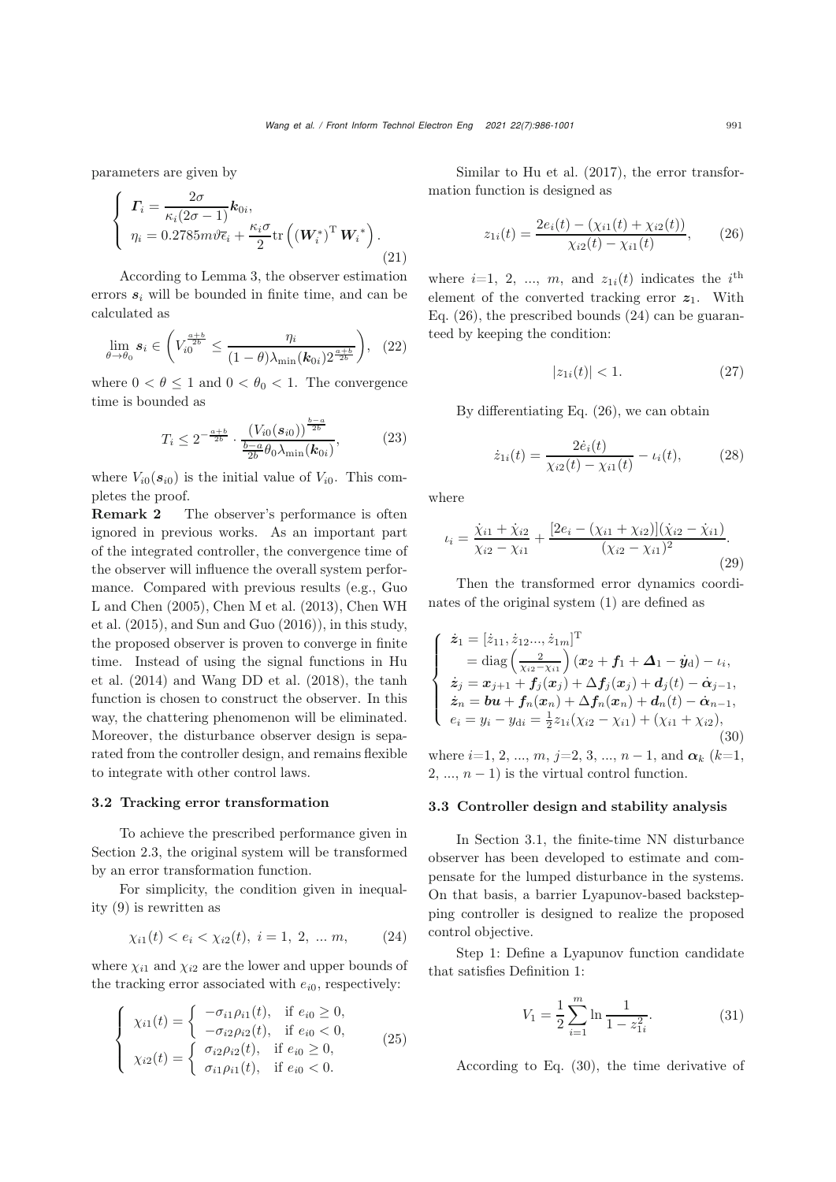parameters are given by

$$\begin{cases} \boldsymbol{\Gamma}_i = \dfrac{2\sigma}{\kappa_i(2\sigma-1)}\boldsymbol{k}_{0i}, \\ \eta_i = 0.2785m\vartheta\bar{\epsilon}_i + \dfrac{\kappa_i\sigma}{2}\mathrm{tr}\left(\left(\boldsymbol{W}_i^*\right)^{\mathrm{T}}\boldsymbol{W}_i^*\right). \end{cases} \tag{21}$$

According to Lemma 3, the observer estimation errors $\boldsymbol{s}_i$ will be bounded in finite time, and can be calculated as

$$\lim_{\theta\to\theta_0} \boldsymbol{s}_i \in \left(V_{i0}^{\frac{a+b}{2b}} \le \frac{\eta_i}{(1-\theta)\lambda_{\min}(\boldsymbol{k}_{0i})2^{\frac{a+b}{2b}}}\right), \tag{22}$$

where $0 < \theta \le 1$ and $0 < \theta_0 < 1$. The convergence time is bounded as

$$T_i \le 2^{-\frac{a+b}{2b}} \cdot \frac{\left(V_{i0}(\boldsymbol{s}_{i0})\right)^{\frac{b-a}{2b}}}{\frac{b-a}{2b}\theta_0\lambda_{\min}(\boldsymbol{k}_{0i})}, \tag{23}$$

where $V_{i0}(\boldsymbol{s}_{i0})$ is the initial value of $V_{i0}$. This completes the proof.

**Remark 2** The observer's performance is often ignored in previous works. As an important part of the integrated controller, the convergence time of the observer will influence the overall system performance. Compared with previous results (e.g., Guo L and Chen (2005), Chen M et al. (2013), Chen WH et al. (2015), and Sun and Guo (2016)), in this study, the proposed observer is proven to converge in finite time. Instead of using the signal functions in Hu et al. (2014) and Wang DD et al. (2018), the tanh function is chosen to construct the observer. In this way, the chattering phenomenon will be eliminated. Moreover, the disturbance observer design is separated from the controller design, and remains flexible to integrate with other control laws.

### 3.2 Tracking error transformation

To achieve the prescribed performance given in Section 2.3, the original system will be transformed by an error transformation function.

For simplicity, the condition given in inequality (9) is rewritten as

$$\chi_{i1}(t) < e_i < \chi_{i2}(t),\ i = 1,\ 2,\ \ldots m, \tag{24}$$

where $\chi_{i1}$ and $\chi_{i2}$ are the lower and upper bounds of the tracking error associated with $e_{i0}$, respectively:

$$\begin{cases} \chi_{i1}(t) = \begin{cases} -\sigma_{i1}\rho_{i1}(t), & \text{if } e_{i0} \ge 0, \\ -\sigma_{i2}\rho_{i2}(t), & \text{if } e_{i0} < 0, \end{cases} \\ \chi_{i2}(t) = \begin{cases} \sigma_{i2}\rho_{i2}(t), & \text{if } e_{i0} \ge 0, \\ \sigma_{i1}\rho_{i1}(t), & \text{if } e_{i0} < 0. \end{cases} \end{cases} \tag{25}$$

Similar to Hu et al. (2017), the error transformation function is designed as

$$z_{1i}(t) = \frac{2e_i(t) - (\chi_{i1}(t) + \chi_{i2}(t))}{\chi_{i2}(t) - \chi_{i1}(t)}, \tag{26}$$

where $i$=1, 2, ..., $m$, and $z_{1i}(t)$ indicates the $i^{\text{th}}$ element of the converted tracking error $\boldsymbol{z}_1$. With Eq. (26), the prescribed bounds (24) can be guaranteed by keeping the condition:

$$|z_{1i}(t)| < 1. \tag{27}$$

By differentiating Eq. (26), we can obtain

$$\dot{z}_{1i}(t) = \frac{2\dot{e}_i(t)}{\chi_{i2}(t) - \chi_{i1}(t)} - \iota_i(t), \tag{28}$$

where

$$\iota_i = \frac{\dot{\chi}_{i1} + \dot{\chi}_{i2}}{\chi_{i2} - \chi_{i1}} + \frac{[2e_i - (\chi_{i1} + \chi_{i2})](\dot{\chi}_{i2} - \dot{\chi}_{i1})}{(\chi_{i2} - \chi_{i1})^2}. \tag{29}$$

Then the transformed error dynamics coordinates of the original system (1) are defined as

$$\begin{cases} \dot{\boldsymbol{z}}_1 = [\dot{z}_{11}, \dot{z}_{12} ..., \dot{z}_{1m}]^{\mathrm{T}} \\ \quad = \mathrm{diag}\left(\frac{2}{\chi_{i2}-\chi_{i1}}\right)(\boldsymbol{x}_2 + \boldsymbol{f}_1 + \boldsymbol{\Delta}_1 - \dot{\boldsymbol{y}}_{\mathrm{d}}) - \iota_i, \\ \dot{\boldsymbol{z}}_j = \boldsymbol{x}_{j+1} + \boldsymbol{f}_j(\boldsymbol{x}_j) + \Delta\boldsymbol{f}_j(\boldsymbol{x}_j) + \boldsymbol{d}_j(t) - \dot{\boldsymbol{\alpha}}_{j-1}, \\ \dot{\boldsymbol{z}}_n = \boldsymbol{b}\boldsymbol{u} + \boldsymbol{f}_n(\boldsymbol{x}_n) + \Delta\boldsymbol{f}_n(\boldsymbol{x}_n) + \boldsymbol{d}_n(t) - \dot{\boldsymbol{\alpha}}_{n-1}, \\ e_i = y_i - y_{\mathrm{d}i} = \frac{1}{2}z_{1i}(\chi_{i2} - \chi_{i1}) + (\chi_{i1} + \chi_{i2}), \end{cases} \tag{30}$$

where $i$=1, 2, ..., $m$, $j$=2, 3, ..., $n-1$, and $\boldsymbol{\alpha}_k$ ($k$=1, 2, ..., $n-1$) is the virtual control function.

### 3.3 Controller design and stability analysis

In Section 3.1, the finite-time NN disturbance observer has been developed to estimate and compensate for the lumped disturbance in the systems. On that basis, a barrier Lyapunov-based backstepping controller is designed to realize the proposed control objective.

Step 1: Define a Lyapunov function candidate that satisfies Definition 1:

$$V_1 = \frac{1}{2}\sum_{i=1}^{m} \ln\frac{1}{1 - z_{1i}^2}. \tag{31}$$

According to Eq. (30), the time derivative of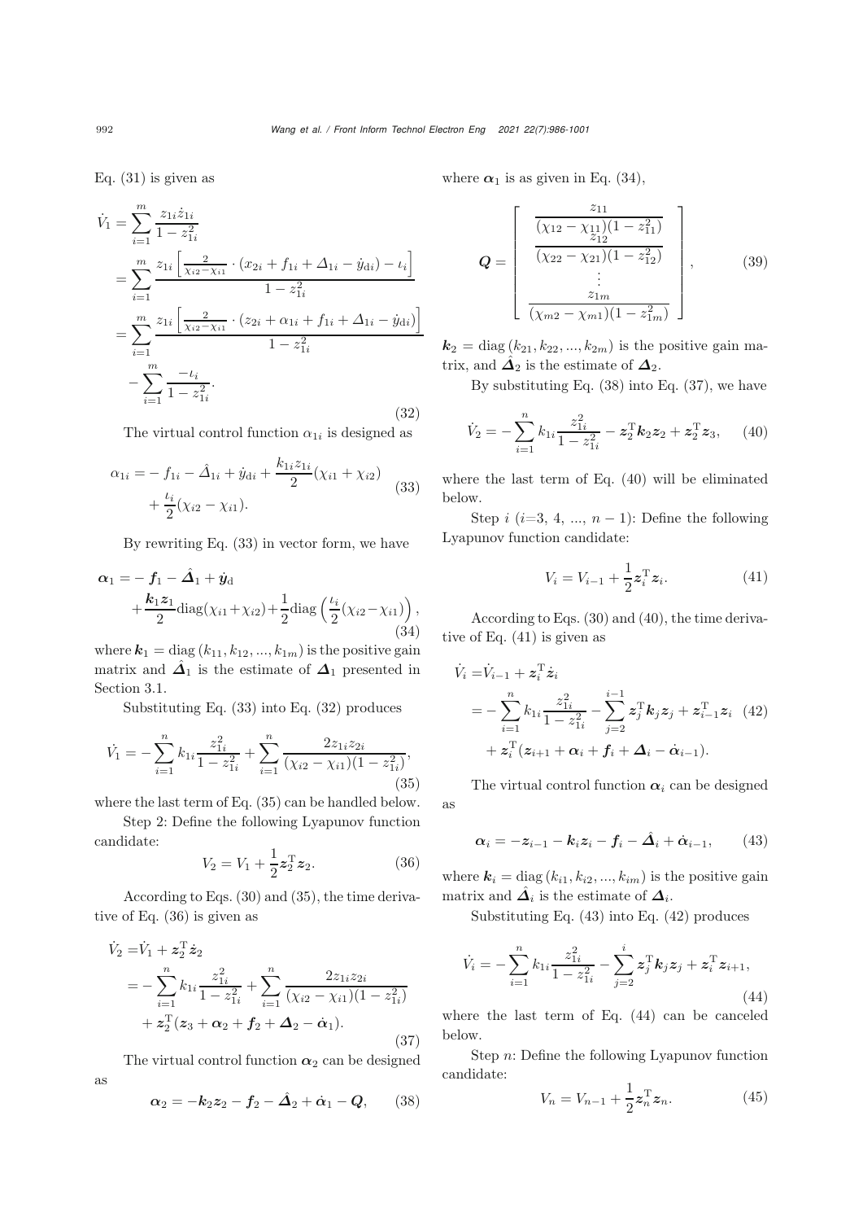Eq. (31) is given as

$$
\begin{aligned}
\dot{V}_1 &= \sum_{i=1}^{m} \frac{z_{1i}\dot{z}_{1i}}{1-z_{1i}^2} \\
&= \sum_{i=1}^{m} \frac{z_{1i}\left[\frac{2}{\chi_{i2}-\chi_{i1}}\cdot(x_{2i}+f_{1i}+\Delta_{1i}-\dot{y}_{\mathrm{d}i})-\iota_i\right]}{1-z_{1i}^2} \\
&= \sum_{i=1}^{m} \frac{z_{1i}\left[\frac{2}{\chi_{i2}-\chi_{i1}}\cdot(z_{2i}+\alpha_{1i}+f_{1i}+\Delta_{1i}-\dot{y}_{\mathrm{d}i})\right]}{1-z_{1i}^2} \\
&\quad -\sum_{i=1}^{m}\frac{-\iota_i}{1-z_{1i}^2}.
\end{aligned} \tag{32}
$$

The virtual control function $\alpha_{1i}$ is designed as

$$
\begin{aligned}
\alpha_{1i} =& -f_{1i}-\hat{\Delta}_{1i}+\dot{y}_{\mathrm{d}i}+\frac{k_{1i}z_{1i}}{2}(\chi_{i1}+\chi_{i2}) \\
&+\frac{\iota_i}{2}(\chi_{i2}-\chi_{i1}).
\end{aligned} \tag{33}
$$

By rewriting Eq. (33) in vector form, we have

$$
\begin{aligned}
\boldsymbol{\alpha}_1 =& -\boldsymbol{f}_1-\hat{\boldsymbol{\Delta}}_1+\dot{\boldsymbol{y}}_{\mathrm{d}} \\
&+\frac{\boldsymbol{k}_1\boldsymbol{z}_1}{2}\mathrm{diag}(\chi_{i1}+\chi_{i2})+\frac{1}{2}\mathrm{diag}\left(\frac{\iota_i}{2}(\chi_{i2}-\chi_{i1})\right),
\end{aligned} \tag{34}
$$

where $\boldsymbol{k}_1=\mathrm{diag}\,(k_{11},k_{12},...,k_{1m})$ is the positive gain matrix and $\hat{\boldsymbol{\Delta}}_1$ is the estimate of $\boldsymbol{\Delta}_1$ presented in Section 3.1.

Substituting Eq. (33) into Eq. (32) produces

$$
\dot{V}_1 = -\sum_{i=1}^{n} k_{1i}\frac{z_{1i}^2}{1-z_{1i}^2}+\sum_{i=1}^{n}\frac{2z_{1i}z_{2i}}{(\chi_{i2}-\chi_{i1})(1-z_{1i}^2)}, \tag{35}
$$

where the last term of Eq. (35) can be handled below.

Step 2: Define the following Lyapunov function candidate:

$$
V_2 = V_1+\frac{1}{2}\boldsymbol{z}_2^{\mathrm{T}}\boldsymbol{z}_2. \tag{36}
$$

According to Eqs. (30) and (35), the time derivative of Eq. (36) is given as

$$
\begin{aligned}
\dot{V}_2 =& \dot{V}_1+\boldsymbol{z}_2^{\mathrm{T}}\dot{\boldsymbol{z}}_2 \\
=& -\sum_{i=1}^{n} k_{1i}\frac{z_{1i}^2}{1-z_{1i}^2}+\sum_{i=1}^{n}\frac{2z_{1i}z_{2i}}{(\chi_{i2}-\chi_{i1})(1-z_{1i}^2)} \\
&+\boldsymbol{z}_2^{\mathrm{T}}(\boldsymbol{z}_3+\boldsymbol{\alpha}_2+\boldsymbol{f}_2+\boldsymbol{\Delta}_2-\dot{\boldsymbol{\alpha}}_1).
\end{aligned} \tag{37}
$$

The virtual control function $\boldsymbol{\alpha}_2$ can be designed as

$$
\boldsymbol{\alpha}_2 = -\boldsymbol{k}_2\boldsymbol{z}_2-\boldsymbol{f}_2-\hat{\boldsymbol{\Delta}}_2+\dot{\boldsymbol{\alpha}}_1-\boldsymbol{Q}, \tag{38}
$$

where $\boldsymbol{\alpha}_1$ is as given in Eq. (34),

$$
\boldsymbol{Q} = \begin{bmatrix} \dfrac{z_{11}}{(\chi_{12}-\chi_{11})(1-z_{11}^2)} \\ \dfrac{z_{12}}{(\chi_{22}-\chi_{21})(1-z_{12}^2)} \\ \vdots \\ \dfrac{z_{1m}}{(\chi_{m2}-\chi_{m1})(1-z_{1m}^2)} \end{bmatrix}, \tag{39}
$$

$\boldsymbol{k}_2=\mathrm{diag}\,(k_{21},k_{22},...,k_{2m})$ is the positive gain matrix, and $\hat{\boldsymbol{\Delta}}_2$ is the estimate of $\boldsymbol{\Delta}_2$.

By substituting Eq. (38) into Eq. (37), we have

$$
\dot{V}_2 = -\sum_{i=1}^{n} k_{1i}\frac{z_{1i}^2}{1-z_{1i}^2}-\boldsymbol{z}_2^{\mathrm{T}}\boldsymbol{k}_2\boldsymbol{z}_2+\boldsymbol{z}_2^{\mathrm{T}}\boldsymbol{z}_3, \tag{40}
$$

where the last term of Eq. (40) will be eliminated below.

Step $i$ ($i$=3, 4, ..., $n-1$): Define the following Lyapunov function candidate:

$$
V_i = V_{i-1}+\frac{1}{2}\boldsymbol{z}_i^{\mathrm{T}}\boldsymbol{z}_i. \tag{41}
$$

According to Eqs. (30) and (40), the time derivative of Eq. (41) is given as

$$
\begin{aligned}
\dot{V}_i =& \dot{V}_{i-1}+\boldsymbol{z}_i^{\mathrm{T}}\dot{\boldsymbol{z}}_i \\
=& -\sum_{i=1}^{n} k_{1i}\frac{z_{1i}^2}{1-z_{1i}^2}-\sum_{j=2}^{i-1}\boldsymbol{z}_j^{\mathrm{T}}\boldsymbol{k}_j\boldsymbol{z}_j+\boldsymbol{z}_{i-1}^{\mathrm{T}}\boldsymbol{z}_i \\
&+\boldsymbol{z}_i^{\mathrm{T}}(\boldsymbol{z}_{i+1}+\boldsymbol{\alpha}_i+\boldsymbol{f}_i+\boldsymbol{\Delta}_i-\dot{\boldsymbol{\alpha}}_{i-1}).
\end{aligned} \tag{42}
$$

The virtual control function $\boldsymbol{\alpha}_i$ can be designed as

$$
\boldsymbol{\alpha}_i = -\boldsymbol{z}_{i-1}-\boldsymbol{k}_i\boldsymbol{z}_i-\boldsymbol{f}_i-\hat{\boldsymbol{\Delta}}_i+\dot{\boldsymbol{\alpha}}_{i-1}, \tag{43}
$$

where $\boldsymbol{k}_i=\mathrm{diag}\,(k_{i1},k_{i2},...,k_{im})$ is the positive gain matrix and $\hat{\boldsymbol{\Delta}}_i$ is the estimate of $\boldsymbol{\Delta}_i$.

Substituting Eq. (43) into Eq. (42) produces

$$
\dot{V}_i = -\sum_{i=1}^{n} k_{1i}\frac{z_{1i}^2}{1-z_{1i}^2}-\sum_{j=2}^{i}\boldsymbol{z}_j^{\mathrm{T}}\boldsymbol{k}_j\boldsymbol{z}_j+\boldsymbol{z}_i^{\mathrm{T}}\boldsymbol{z}_{i+1}, \tag{44}
$$

where the last term of Eq. (44) can be canceled below.

Step $n$: Define the following Lyapunov function candidate:

$$
V_n = V_{n-1}+\frac{1}{2}\boldsymbol{z}_n^{\mathrm{T}}\boldsymbol{z}_n. \tag{45}
$$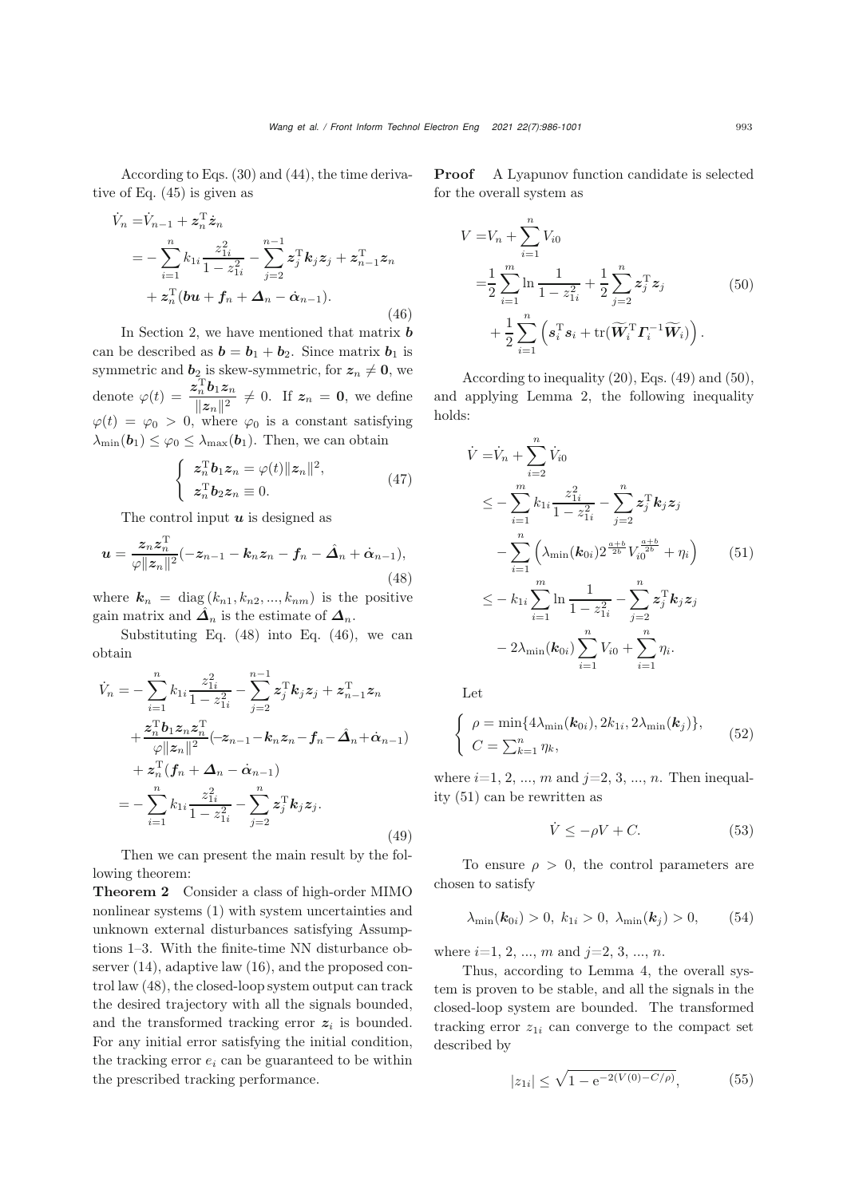According to Eqs. (30) and (44), the time derivative of Eq. (45) is given as

$$
\begin{aligned}
\dot{V}_n =& \dot{V}_{n-1} + \boldsymbol{z}_n^{\mathrm{T}} \dot{\boldsymbol{z}}_n \\
=& -\sum_{i=1}^{n} k_{1i} \frac{z_{1i}^2}{1 - z_{1i}^2} - \sum_{j=2}^{n-1} \boldsymbol{z}_j^{\mathrm{T}} \boldsymbol{k}_j \boldsymbol{z}_j + \boldsymbol{z}_{n-1}^{\mathrm{T}} \boldsymbol{z}_n \\
&+ \boldsymbol{z}_n^{\mathrm{T}} (\boldsymbol{b}\boldsymbol{u} + \boldsymbol{f}_n + \boldsymbol{\Delta}_n - \dot{\boldsymbol{\alpha}}_{n-1}).
\end{aligned} \tag{46}
$$

In Section 2, we have mentioned that matrix $\boldsymbol{b}$ can be described as $\boldsymbol{b} = \boldsymbol{b}_1 + \boldsymbol{b}_2$. Since matrix $\boldsymbol{b}_1$ is symmetric and $\boldsymbol{b}_2$ is skew-symmetric, for $\boldsymbol{z}_n \neq \boldsymbol{0}$, we denote $\varphi(t) = \dfrac{\boldsymbol{z}_n^{\mathrm{T}} \boldsymbol{b}_1 \boldsymbol{z}_n}{\|\boldsymbol{z}_n\|^2} \neq 0$. If $\boldsymbol{z}_n = \boldsymbol{0}$, we define $\varphi(t) = \varphi_0 > 0$, where $\varphi_0$ is a constant satisfying $\lambda_{\min}(\boldsymbol{b}_1) \leq \varphi_0 \leq \lambda_{\max}(\boldsymbol{b}_1)$. Then, we can obtain

$$
\left\{
\begin{array}{l}
\boldsymbol{z}_n^{\mathrm{T}} \boldsymbol{b}_1 \boldsymbol{z}_n = \varphi(t) \|\boldsymbol{z}_n\|^2, \\
\boldsymbol{z}_n^{\mathrm{T}} \boldsymbol{b}_2 \boldsymbol{z}_n \equiv 0.
\end{array}
\right. \tag{47}
$$

The control input $\boldsymbol{u}$ is designed as

$$
\boldsymbol{u} = \frac{\boldsymbol{z}_n \boldsymbol{z}_n^{\mathrm{T}}}{\varphi \|\boldsymbol{z}_n\|^2} (-\boldsymbol{z}_{n-1} - \boldsymbol{k}_n \boldsymbol{z}_n - \boldsymbol{f}_n - \hat{\boldsymbol{\Delta}}_n + \dot{\boldsymbol{\alpha}}_{n-1}), \tag{48}
$$

where $\boldsymbol{k}_n = \mathrm{diag}\,(k_{n1}, k_{n2}, ..., k_{nm})$ is the positive gain matrix and $\hat{\boldsymbol{\Delta}}_n$ is the estimate of $\boldsymbol{\Delta}_n$.

Substituting Eq. (48) into Eq. (46), we can obtain

$$
\begin{aligned}
\dot{V}_n =& -\sum_{i=1}^{n} k_{1i} \frac{z_{1i}^2}{1 - z_{1i}^2} - \sum_{j=2}^{n-1} \boldsymbol{z}_j^{\mathrm{T}} \boldsymbol{k}_j \boldsymbol{z}_j + \boldsymbol{z}_{n-1}^{\mathrm{T}} \boldsymbol{z}_n \\
&+ \frac{\boldsymbol{z}_n^{\mathrm{T}} \boldsymbol{b}_1 \boldsymbol{z}_n \boldsymbol{z}_n^{\mathrm{T}}}{\varphi \|\boldsymbol{z}_n\|^2} (-\boldsymbol{z}_{n-1} - \boldsymbol{k}_n \boldsymbol{z}_n - \boldsymbol{f}_n - \hat{\boldsymbol{\Delta}}_n + \dot{\boldsymbol{\alpha}}_{n-1}) \\
&+ \boldsymbol{z}_n^{\mathrm{T}} (\boldsymbol{f}_n + \boldsymbol{\Delta}_n - \dot{\boldsymbol{\alpha}}_{n-1}) \\
=& -\sum_{i=1}^{n} k_{1i} \frac{z_{1i}^2}{1 - z_{1i}^2} - \sum_{j=2}^{n} \boldsymbol{z}_j^{\mathrm{T}} \boldsymbol{k}_j \boldsymbol{z}_j.
\end{aligned} \tag{49}
$$

Then we can present the main result by the following theorem:

**Theorem 2** Consider a class of high-order MIMO nonlinear systems (1) with system uncertainties and unknown external disturbances satisfying Assumptions 1–3. With the finite-time NN disturbance observer (14), adaptive law (16), and the proposed control law (48), the closed-loop system output can track the desired trajectory with all the signals bounded, and the transformed tracking error $\boldsymbol{z}_i$ is bounded. For any initial error satisfying the initial condition, the tracking error $e_i$ can be guaranteed to be within the prescribed tracking performance.

**Proof** A Lyapunov function candidate is selected for the overall system as

$$
\begin{aligned}
V =& V_n + \sum_{i=1}^{n} V_{i0} \\
=& \frac{1}{2} \sum_{i=1}^{m} \ln \frac{1}{1 - z_{1i}^2} + \frac{1}{2} \sum_{j=2}^{n} \boldsymbol{z}_j^{\mathrm{T}} \boldsymbol{z}_j \\
&+ \frac{1}{2} \sum_{i=1}^{n} \left( \boldsymbol{s}_i^{\mathrm{T}} \boldsymbol{s}_i + \mathrm{tr}(\widetilde{\boldsymbol{W}}_i^{\mathrm{T}} \boldsymbol{\Gamma}_i^{-1} \widetilde{\boldsymbol{W}}_i) \right).
\end{aligned} \tag{50}
$$

According to inequality (20), Eqs. (49) and (50), and applying Lemma 2, the following inequality holds:

$$
\begin{aligned}
\dot{V} =& \dot{V}_n + \sum_{i=2}^{n} \dot{V}_{i0} \\
\leq& -\sum_{i=1}^{m} k_{1i} \frac{z_{1i}^2}{1 - z_{1i}^2} - \sum_{j=2}^{n} \boldsymbol{z}_j^{\mathrm{T}} \boldsymbol{k}_j \boldsymbol{z}_j \\
&- \sum_{i=1}^{n} \left( \lambda_{\min}(\boldsymbol{k}_{0i}) 2^{\frac{a+b}{2b}} V_{i0}^{\frac{a+b}{2b}} + \eta_i \right) \\
\leq& -k_{1i} \sum_{i=1}^{m} \ln \frac{1}{1 - z_{1i}^2} - \sum_{j=2}^{n} \boldsymbol{z}_j^{\mathrm{T}} \boldsymbol{k}_j \boldsymbol{z}_j \\
&- 2\lambda_{\min}(\boldsymbol{k}_{0i}) \sum_{i=1}^{n} V_{i0} + \sum_{i=1}^{n} \eta_i.
\end{aligned} \tag{51}
$$

Let

$$
\left\{
\begin{array}{l}
\rho = \min\{4\lambda_{\min}(\boldsymbol{k}_{0i}), 2k_{1i}, 2\lambda_{\min}(\boldsymbol{k}_j)\}, \\
C = \sum_{k=1}^{n} \eta_k,
\end{array}
\right. \tag{52}
$$

where $i$=1, 2, ..., $m$ and $j$=2, 3, ..., $n$. Then inequality (51) can be rewritten as

$$
\dot{V} \leq -\rho V + C. \tag{53}
$$

To ensure $\rho > 0$, the control parameters are chosen to satisfy

$$
\lambda_{\min}(\boldsymbol{k}_{0i}) > 0, \; k_{1i} > 0, \; \lambda_{\min}(\boldsymbol{k}_j) > 0, \tag{54}
$$

where $i$=1, 2, ..., $m$ and $j$=2, 3, ..., $n$.

Thus, according to Lemma 4, the overall system is proven to be stable, and all the signals in the closed-loop system are bounded. The transformed tracking error $z_{1i}$ can converge to the compact set described by

$$
|z_{1i}| \leq \sqrt{1 - \mathrm{e}^{-2(V(0) - C/\rho)}}, \tag{55}
$$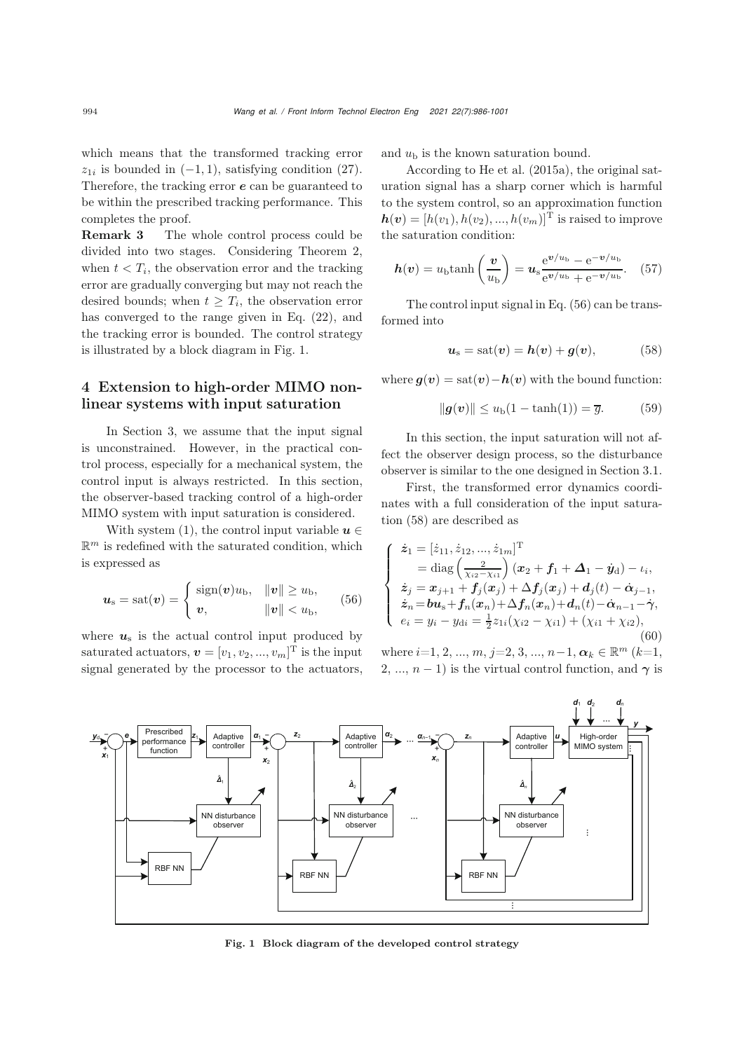which means that the transformed tracking error $z_{1i}$ is bounded in $(-1, 1)$, satisfying condition (27). Therefore, the tracking error $\boldsymbol{e}$ can be guaranteed to be within the prescribed tracking performance. This completes the proof.

**Remark 3** The whole control process could be divided into two stages. Considering Theorem 2, when $t < T_i$, the observation error and the tracking error are gradually converging but may not reach the desired bounds; when $t \geq T_i$, the observation error has converged to the range given in Eq. (22), and the tracking error is bounded. The control strategy is illustrated by a block diagram in Fig. 1.

## 4 Extension to high-order MIMO nonlinear systems with input saturation

In Section 3, we assume that the input signal is unconstrained. However, in the practical control process, especially for a mechanical system, the control input is always restricted. In this section, the observer-based tracking control of a high-order MIMO system with input saturation is considered.

With system (1), the control input variable $\boldsymbol{u} \in \mathbb{R}^m$ is redefined with the saturated condition, which is expressed as

$$\boldsymbol{u}_{\mathrm{s}} = \mathrm{sat}(\boldsymbol{v}) = \begin{cases} \mathrm{sign}(\boldsymbol{v})u_{\mathrm{b}}, & \|\boldsymbol{v}\| \geq u_{\mathrm{b}}, \\ \boldsymbol{v}, & \|\boldsymbol{v}\| < u_{\mathrm{b}}, \end{cases} \tag{56}$$

where $\boldsymbol{u}_{\mathrm{s}}$ is the actual control input produced by saturated actuators, $\boldsymbol{v} = [v_1, v_2, ..., v_m]^{\mathrm{T}}$ is the input signal generated by the processor to the actuators, and $u_{\mathrm{b}}$ is the known saturation bound.

According to He et al. (2015a), the original saturation signal has a sharp corner which is harmful to the system control, so an approximation function $\boldsymbol{h}(\boldsymbol{v}) = [h(v_1), h(v_2), ..., h(v_m)]^{\mathrm{T}}$ is raised to improve the saturation condition:

$$\boldsymbol{h}(\boldsymbol{v}) = u_{\mathrm{b}}\tanh\left(\frac{\boldsymbol{v}}{u_{\mathrm{b}}}\right) = \boldsymbol{u}_{\mathrm{s}}\frac{\mathrm{e}^{\boldsymbol{v}/u_{\mathrm{b}}} - \mathrm{e}^{-\boldsymbol{v}/u_{\mathrm{b}}}}{\mathrm{e}^{\boldsymbol{v}/u_{\mathrm{b}}} + \mathrm{e}^{-\boldsymbol{v}/u_{\mathrm{b}}}}. \tag{57}$$

The control input signal in Eq. (56) can be transformed into

$$\boldsymbol{u}_{\mathrm{s}} = \mathrm{sat}(\boldsymbol{v}) = \boldsymbol{h}(\boldsymbol{v}) + \boldsymbol{g}(\boldsymbol{v}), \tag{58}$$

where $\boldsymbol{g}(\boldsymbol{v}) = \mathrm{sat}(\boldsymbol{v}) - \boldsymbol{h}(\boldsymbol{v})$ with the bound function:

$$\|\boldsymbol{g}(\boldsymbol{v})\| \leq u_{\mathrm{b}}(1 - \tanh(1)) = \overline{g}. \tag{59}$$

In this section, the input saturation will not affect the observer design process, so the disturbance observer is similar to the one designed in Section 3.1.

First, the transformed error dynamics coordinates with a full consideration of the input saturation (58) are described as

$$\begin{cases} \dot{\boldsymbol{z}}_1 = [\dot{z}_{11}, \dot{z}_{12}, ..., \dot{z}_{1m}]^{\mathrm{T}} \\ \quad = \mathrm{diag}\left(\frac{2}{\chi_{i2} - \chi_{i1}}\right)(\boldsymbol{x}_2 + \boldsymbol{f}_1 + \boldsymbol{\Delta}_1 - \dot{\boldsymbol{y}}_{\mathrm{d}}) - \iota_i, \\ \dot{\boldsymbol{z}}_j = \boldsymbol{x}_{j+1} + \boldsymbol{f}_j(\boldsymbol{x}_j) + \Delta\boldsymbol{f}_j(\boldsymbol{x}_j) + \boldsymbol{d}_j(t) - \dot{\boldsymbol{\alpha}}_{j-1}, \\ \dot{\boldsymbol{z}}_n = \boldsymbol{b}\boldsymbol{u}_{\mathrm{s}} + \boldsymbol{f}_n(\boldsymbol{x}_n) + \Delta\boldsymbol{f}_n(\boldsymbol{x}_n) + \boldsymbol{d}_n(t) - \dot{\boldsymbol{\alpha}}_{n-1} - \dot{\boldsymbol{\gamma}}, \\ e_i = y_i - y_{\mathrm{d}i} = \frac{1}{2}z_{1i}(\chi_{i2} - \chi_{i1}) + (\chi_{i1} + \chi_{i2}), \end{cases} \tag{60}$$

where $i$=1, 2, ..., $m$, $j$=2, 3, ..., $n-1$, $\boldsymbol{\alpha}_k \in \mathbb{R}^m$ ($k$=1, 2, ..., $n-1$) is the virtual control function, and $\boldsymbol{\gamma}$ is

**Fig. 1 Block diagram of the developed control strategy**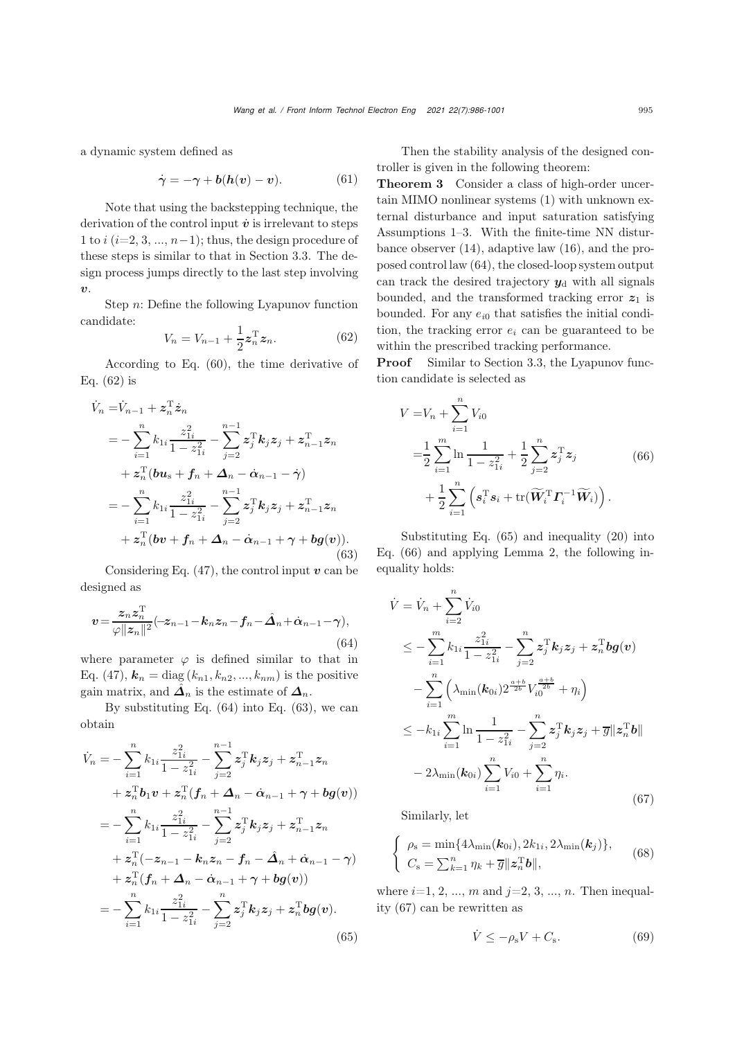a dynamic system defined as

$$\dot{\boldsymbol{\gamma}} = -\boldsymbol{\gamma} + \boldsymbol{b}(\boldsymbol{h}(\boldsymbol{v}) - \boldsymbol{v}). \tag{61}$$

Note that using the backstepping technique, the derivation of the control input $\dot{\boldsymbol{v}}$ is irrelevant to steps 1 to $i$ ($i$=2, 3, ..., $n-1$); thus, the design procedure of these steps is similar to that in Section 3.3. The design process jumps directly to the last step involving $\boldsymbol{v}$.

Step $n$: Define the following Lyapunov function candidate:

$$V_n = V_{n-1} + \frac{1}{2}\boldsymbol{z}_n^{\mathrm{T}}\boldsymbol{z}_n. \tag{62}$$

According to Eq. (60), the time derivative of Eq. (62) is

$$\begin{aligned}
\dot{V}_n =& \dot{V}_{n-1} + \boldsymbol{z}_n^{\mathrm{T}}\dot{\boldsymbol{z}}_n \\
=& -\sum_{i=1}^{n} k_{1i}\frac{z_{1i}^2}{1-z_{1i}^2} - \sum_{j=2}^{n-1}\boldsymbol{z}_j^{\mathrm{T}}\boldsymbol{k}_j\boldsymbol{z}_j + \boldsymbol{z}_{n-1}^{\mathrm{T}}\boldsymbol{z}_n \\
&+ \boldsymbol{z}_n^{\mathrm{T}}(\boldsymbol{b}\boldsymbol{u}_{\mathrm{s}} + \boldsymbol{f}_n + \boldsymbol{\Delta}_n - \dot{\boldsymbol{\alpha}}_{n-1} - \dot{\boldsymbol{\gamma}}) \\
=& -\sum_{i=1}^{n} k_{1i}\frac{z_{1i}^2}{1-z_{1i}^2} - \sum_{j=2}^{n-1}\boldsymbol{z}_j^{\mathrm{T}}\boldsymbol{k}_j\boldsymbol{z}_j + \boldsymbol{z}_{n-1}^{\mathrm{T}}\boldsymbol{z}_n \\
&+ \boldsymbol{z}_n^{\mathrm{T}}(\boldsymbol{b}\boldsymbol{v} + \boldsymbol{f}_n + \boldsymbol{\Delta}_n - \dot{\boldsymbol{\alpha}}_{n-1} + \boldsymbol{\gamma} + \boldsymbol{b}\boldsymbol{g}(\boldsymbol{v})).
\end{aligned} \tag{63}$$

Considering Eq. (47), the control input $\boldsymbol{v}$ can be designed as

$$\boldsymbol{v} = \frac{\boldsymbol{z}_n\boldsymbol{z}_n^{\mathrm{T}}}{\varphi\|\boldsymbol{z}_n\|^2}(-\boldsymbol{z}_{n-1} - \boldsymbol{k}_n\boldsymbol{z}_n - \boldsymbol{f}_n - \hat{\boldsymbol{\Delta}}_n + \dot{\boldsymbol{\alpha}}_{n-1} - \boldsymbol{\gamma}), \tag{64}$$

where parameter $\varphi$ is defined similar to that in Eq. (47), $\boldsymbol{k}_n = \mathrm{diag}\,(k_{n1}, k_{n2}, ..., k_{nm})$ is the positive gain matrix, and $\hat{\boldsymbol{\Delta}}_n$ is the estimate of $\boldsymbol{\Delta}_n$.

By substituting Eq. (64) into Eq. (63), we can obtain

$$\begin{aligned}
\dot{V}_n =& -\sum_{i=1}^{n} k_{1i}\frac{z_{1i}^2}{1-z_{1i}^2} - \sum_{j=2}^{n-1}\boldsymbol{z}_j^{\mathrm{T}}\boldsymbol{k}_j\boldsymbol{z}_j + \boldsymbol{z}_{n-1}^{\mathrm{T}}\boldsymbol{z}_n \\
&+ \boldsymbol{z}_n^{\mathrm{T}}\boldsymbol{b}_1\boldsymbol{v} + \boldsymbol{z}_n^{\mathrm{T}}(\boldsymbol{f}_n + \boldsymbol{\Delta}_n - \dot{\boldsymbol{\alpha}}_{n-1} + \boldsymbol{\gamma} + \boldsymbol{b}\boldsymbol{g}(\boldsymbol{v})) \\
=& -\sum_{i=1}^{n} k_{1i}\frac{z_{1i}^2}{1-z_{1i}^2} - \sum_{j=2}^{n-1}\boldsymbol{z}_j^{\mathrm{T}}\boldsymbol{k}_j\boldsymbol{z}_j + \boldsymbol{z}_{n-1}^{\mathrm{T}}\boldsymbol{z}_n \\
&+ \boldsymbol{z}_n^{\mathrm{T}}(-\boldsymbol{z}_{n-1} - \boldsymbol{k}_n\boldsymbol{z}_n - \boldsymbol{f}_n - \hat{\boldsymbol{\Delta}}_n + \dot{\boldsymbol{\alpha}}_{n-1} - \boldsymbol{\gamma}) \\
&+ \boldsymbol{z}_n^{\mathrm{T}}(\boldsymbol{f}_n + \boldsymbol{\Delta}_n - \dot{\boldsymbol{\alpha}}_{n-1} + \boldsymbol{\gamma} + \boldsymbol{b}\boldsymbol{g}(\boldsymbol{v})) \\
=& -\sum_{i=1}^{n} k_{1i}\frac{z_{1i}^2}{1-z_{1i}^2} - \sum_{j=2}^{n}\boldsymbol{z}_j^{\mathrm{T}}\boldsymbol{k}_j\boldsymbol{z}_j + \boldsymbol{z}_n^{\mathrm{T}}\boldsymbol{b}\boldsymbol{g}(\boldsymbol{v}).
\end{aligned} \tag{65}$$

Then the stability analysis of the designed controller is given in the following theorem:

**Theorem 3** Consider a class of high-order uncertain MIMO nonlinear systems (1) with unknown external disturbance and input saturation satisfying Assumptions 1–3. With the finite-time NN disturbance observer (14), adaptive law (16), and the proposed control law (64), the closed-loop system output can track the desired trajectory $\boldsymbol{y}_{\mathrm{d}}$ with all signals bounded, and the transformed tracking error $\boldsymbol{z}_1$ is bounded. For any $e_{i0}$ that satisfies the initial condition, the tracking error $e_i$ can be guaranteed to be within the prescribed tracking performance.

**Proof** Similar to Section 3.3, the Lyapunov function candidate is selected as

$$\begin{aligned}
V =& V_n + \sum_{i=1}^{n} V_{i0} \\
=& \frac{1}{2}\sum_{i=1}^{m}\ln\frac{1}{1-z_{1i}^2} + \frac{1}{2}\sum_{j=2}^{n}\boldsymbol{z}_j^{\mathrm{T}}\boldsymbol{z}_j \\
&+ \frac{1}{2}\sum_{i=1}^{n}\left(\boldsymbol{s}_i^{\mathrm{T}}\boldsymbol{s}_i + \mathrm{tr}(\widetilde{\boldsymbol{W}}_i^{\mathrm{T}}\boldsymbol{\Gamma}_i^{-1}\widetilde{\boldsymbol{W}}_i)\right).
\end{aligned} \tag{66}$$

Substituting Eq. (65) and inequality (20) into Eq. (66) and applying Lemma 2, the following inequality holds:

$$\begin{aligned}
\dot{V} =& \dot{V}_n + \sum_{i=2}^{n}\dot{V}_{i0} \\
\leq& -\sum_{i=1}^{m} k_{1i}\frac{z_{1i}^2}{1-z_{1i}^2} - \sum_{j=2}^{n}\boldsymbol{z}_j^{\mathrm{T}}\boldsymbol{k}_j\boldsymbol{z}_j + \boldsymbol{z}_n^{\mathrm{T}}\boldsymbol{b}\boldsymbol{g}(\boldsymbol{v}) \\
&- \sum_{i=1}^{n}\left(\lambda_{\min}(\boldsymbol{k}_{0i})2^{\frac{a+b}{2b}}V_{i0}^{\frac{a+b}{2b}} + \eta_i\right) \\
\leq& -k_{1i}\sum_{i=1}^{m}\ln\frac{1}{1-z_{1i}^2} - \sum_{j=2}^{n}\boldsymbol{z}_j^{\mathrm{T}}\boldsymbol{k}_j\boldsymbol{z}_j + \overline{g}\|\boldsymbol{z}_n^{\mathrm{T}}\boldsymbol{b}\| \\
&- 2\lambda_{\min}(\boldsymbol{k}_{0i})\sum_{i=1}^{n}V_{i0} + \sum_{i=1}^{n}\eta_i.
\end{aligned} \tag{67}$$

Similarly, let

$$\left\{\begin{array}{l}
\rho_{\mathrm{s}} = \min\{4\lambda_{\min}(\boldsymbol{k}_{0i}), 2k_{1i}, 2\lambda_{\min}(\boldsymbol{k}_j)\}, \\
C_{\mathrm{s}} = \sum_{k=1}^{n}\eta_k + \overline{g}\|\boldsymbol{z}_n^{\mathrm{T}}\boldsymbol{b}\|,
\end{array}\right. \tag{68}$$

where $i$=1, 2, ..., $m$ and $j$=2, 3, ..., $n$. Then inequality (67) can be rewritten as

$$\dot{V} \leq -\rho_{\mathrm{s}}V + C_{\mathrm{s}}. \tag{69}$$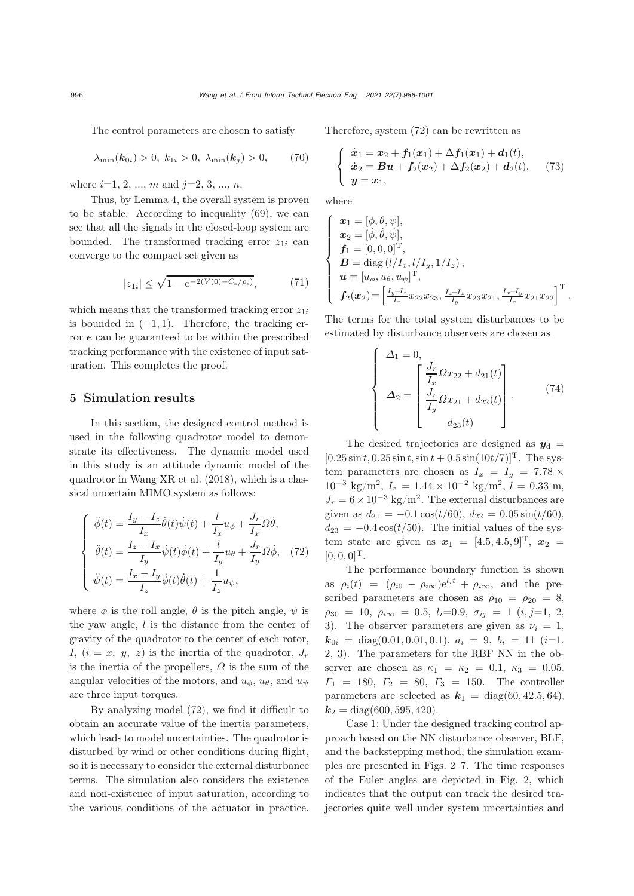The control parameters are chosen to satisfy

$$\lambda_{\min}(\boldsymbol{k}_{0i}) > 0,\ k_{1i} > 0,\ \lambda_{\min}(\boldsymbol{k}_j) > 0, \tag{70}$$

where $i$=1, 2, ..., $m$ and $j$=2, 3, ..., $n$.

Thus, by Lemma 4, the overall system is proven to be stable. According to inequality (69), we can see that all the signals in the closed-loop system are bounded. The transformed tracking error $z_{1i}$ can converge to the compact set given as

$$|z_{1i}| \leq \sqrt{1 - \mathrm{e}^{-2(V(0) - C_s/\rho_s)}}, \tag{71}$$

which means that the transformed tracking error $z_{1i}$ is bounded in $(-1, 1)$. Therefore, the tracking error $\boldsymbol{e}$ can be guaranteed to be within the prescribed tracking performance with the existence of input saturation. This completes the proof.

## 5 Simulation results

In this section, the designed control method is used in the following quadrotor model to demonstrate its effectiveness. The dynamic model used in this study is an attitude dynamic model of the quadrotor in Wang XR et al. (2018), which is a classical uncertain MIMO system as follows:

$$\left\{ \begin{array}{l} \ddot{\phi}(t) = \dfrac{I_y - I_z}{I_x}\dot{\theta}(t)\dot{\psi}(t) + \dfrac{l}{I_x}u_\phi + \dfrac{J_r}{I_x}\Omega\dot{\theta}, \\ \ddot{\theta}(t) = \dfrac{I_z - I_x}{I_y}\dot{\psi}(t)\dot{\phi}(t) + \dfrac{l}{I_y}u_\theta + \dfrac{J_r}{I_y}\Omega\dot{\phi}, \\ \ddot{\psi}(t) = \dfrac{I_x - I_y}{I_z}\dot{\phi}(t)\dot{\theta}(t) + \dfrac{1}{I_z}u_\psi, \end{array} \right. \tag{72}$$

where $\phi$ is the roll angle, $\theta$ is the pitch angle, $\psi$ is the yaw angle, $l$ is the distance from the center of gravity of the quadrotor to the center of each rotor, $I_i$ ($i = x,\ y,\ z$) is the inertia of the quadrotor, $J_r$ is the inertia of the propellers, $\Omega$ is the sum of the angular velocities of the motors, and $u_\phi$, $u_\theta$, and $u_\psi$ are three input torques.

By analyzing model (72), we find it difficult to obtain an accurate value of the inertia parameters, which leads to model uncertainties. The quadrotor is disturbed by wind or other conditions during flight, so it is necessary to consider the external disturbance terms. The simulation also considers the existence and non-existence of input saturation, according to the various conditions of the actuator in practice. Therefore, system (72) can be rewritten as

$$\left\{ \begin{array}{l} \dot{\boldsymbol{x}}_1 = \boldsymbol{x}_2 + \boldsymbol{f}_1(\boldsymbol{x}_1) + \Delta\boldsymbol{f}_1(\boldsymbol{x}_1) + \boldsymbol{d}_1(t), \\ \dot{\boldsymbol{x}}_2 = \boldsymbol{B}\boldsymbol{u} + \boldsymbol{f}_2(\boldsymbol{x}_2) + \Delta\boldsymbol{f}_2(\boldsymbol{x}_2) + \boldsymbol{d}_2(t), \\ \boldsymbol{y} = \boldsymbol{x}_1, \end{array} \right. \tag{73}$$

where

$$\left\{ \begin{array}{l} \boldsymbol{x}_1 = [\phi, \theta, \psi], \\ \boldsymbol{x}_2 = [\dot{\phi}, \dot{\theta}, \dot{\psi}], \\ \boldsymbol{f}_1 = [0, 0, 0]^{\mathrm{T}}, \\ \boldsymbol{B} = \mathrm{diag}\left(l/I_x, l/I_y, 1/I_z\right), \\ \boldsymbol{u} = [u_\phi, u_\theta, u_\psi]^{\mathrm{T}}, \\ \boldsymbol{f}_2(\boldsymbol{x}_2) = \left[\frac{I_y - I_z}{I_x}x_{22}x_{23}, \frac{I_z - I_x}{I_y}x_{23}x_{21}, \frac{I_x - I_y}{I_z}x_{21}x_{22}\right]^{\mathrm{T}}. \end{array} \right.$$

The terms for the total system disturbances to be estimated by disturbance observers are chosen as

$$\left\{ \begin{array}{l} \varDelta_1 = 0, \\ \boldsymbol{\varDelta}_2 = \begin{bmatrix} \dfrac{J_r}{I_x}\Omega x_{22} + d_{21}(t) \\ \dfrac{J_r}{I_y}\Omega x_{21} + d_{22}(t) \\ d_{23}(t) \end{bmatrix}. \end{array} \right. \tag{74}$$

The desired trajectories are designed as $\boldsymbol{y}_{\mathrm{d}} = [0.25\sin t, 0.25\sin t, \sin t + 0.5\sin(10t/7)]^{\mathrm{T}}$. The system parameters are chosen as $I_x = I_y = 7.78 \times 10^{-3}$ kg/m$^2$, $I_z = 1.44 \times 10^{-2}$ kg/m$^2$, $l = 0.33$ m, $J_r = 6 \times 10^{-3}$ kg/m$^2$. The external disturbances are given as $d_{21} = -0.1\cos(t/60)$, $d_{22} = 0.05\sin(t/60)$, $d_{23} = -0.4\cos(t/50)$. The initial values of the system state are given as $\boldsymbol{x}_1 = [4.5, 4.5, 9]^{\mathrm{T}}$, $\boldsymbol{x}_2 = [0, 0, 0]^{\mathrm{T}}$.

The performance boundary function is shown as $\rho_i(t) = (\rho_{i0} - \rho_{i\infty})\mathrm{e}^{l_i t} + \rho_{i\infty}$, and the prescribed parameters are chosen as $\rho_{10} = \rho_{20} = 8$, $\rho_{30} = 10$, $\rho_{i\infty} = 0.5$, $l_i$=0.9, $\sigma_{ij} = 1$ ($i, j$=1, 2, 3). The observer parameters are given as $\nu_i = 1$, $\boldsymbol{k}_{0i} = \mathrm{diag}(0.01, 0.01, 0.1)$, $a_i = 9$, $b_i = 11$ ($i$=1, 2, 3). The parameters for the RBF NN in the observer are chosen as $\kappa_1 = \kappa_2 = 0.1$, $\kappa_3 = 0.05$, $\varGamma_1 = 180$, $\varGamma_2 = 80$, $\varGamma_3 = 150$. The controller parameters are selected as $\boldsymbol{k}_1 = \mathrm{diag}(60, 42.5, 64)$, $\boldsymbol{k}_2 = \mathrm{diag}(600, 595, 420)$.

Case 1: Under the designed tracking control approach based on the NN disturbance observer, BLF, and the backstepping method, the simulation examples are presented in Figs. 2–7. The time responses of the Euler angles are depicted in Fig. 2, which indicates that the output can track the desired trajectories quite well under system uncertainties and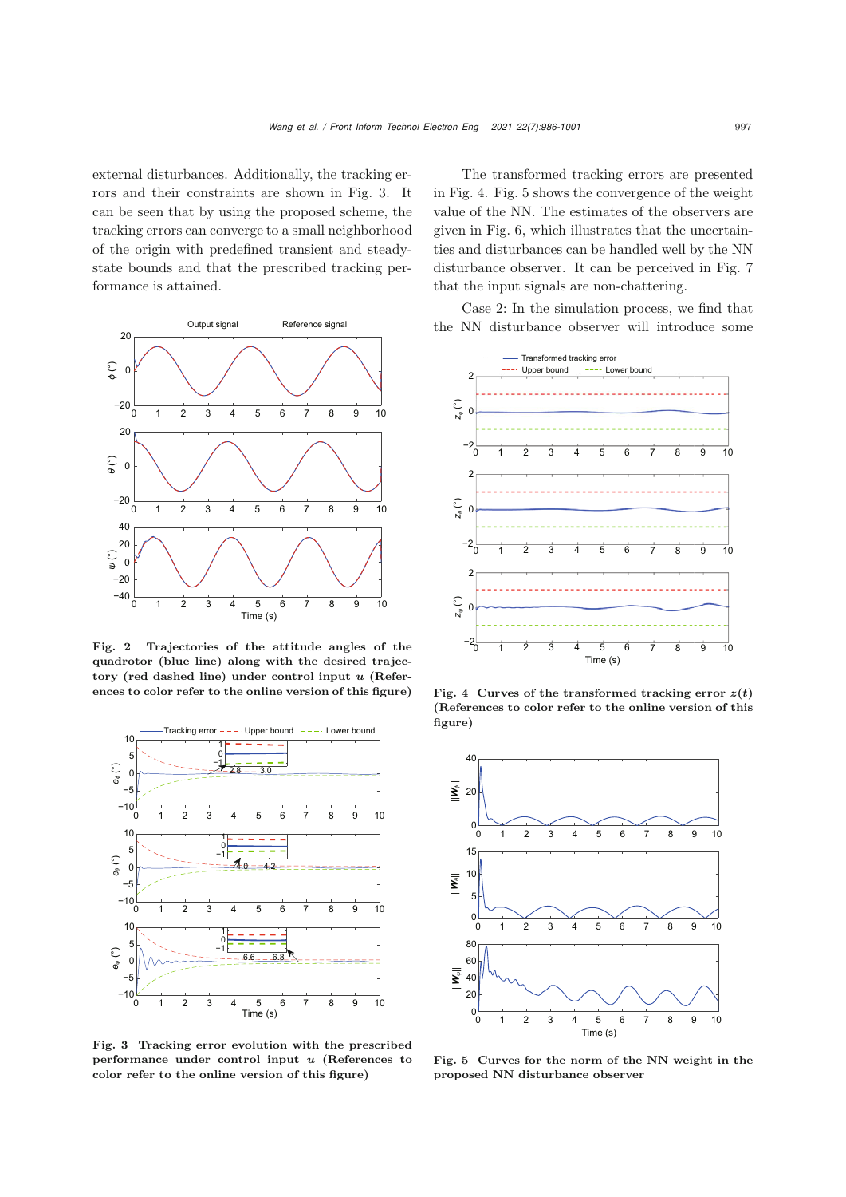external disturbances. Additionally, the tracking errors and their constraints are shown in Fig. 3. It can be seen that by using the proposed scheme, the tracking errors can converge to a small neighborhood of the origin with predefined transient and steady-state bounds and that the prescribed tracking performance is attained.

**Fig. 2 Trajectories of the attitude angles of the quadrotor (blue line) along with the desired trajectory (red dashed line) under control input $u$ (References to color refer to the online version of this figure)**

**Fig. 3 Tracking error evolution with the prescribed performance under control input $u$ (References to color refer to the online version of this figure)**

The transformed tracking errors are presented in Fig. 4. Fig. 5 shows the convergence of the weight value of the NN. The estimates of the observers are given in Fig. 6, which illustrates that the uncertainties and disturbances can be handled well by the NN disturbance observer. It can be perceived in Fig. 7 that the input signals are non-chattering.

Case 2: In the simulation process, we find that the NN disturbance observer will introduce some

**Fig. 4 Curves of the transformed tracking error $z(t)$ (References to color refer to the online version of this figure)**

**Fig. 5 Curves for the norm of the NN weight in the proposed NN disturbance observer**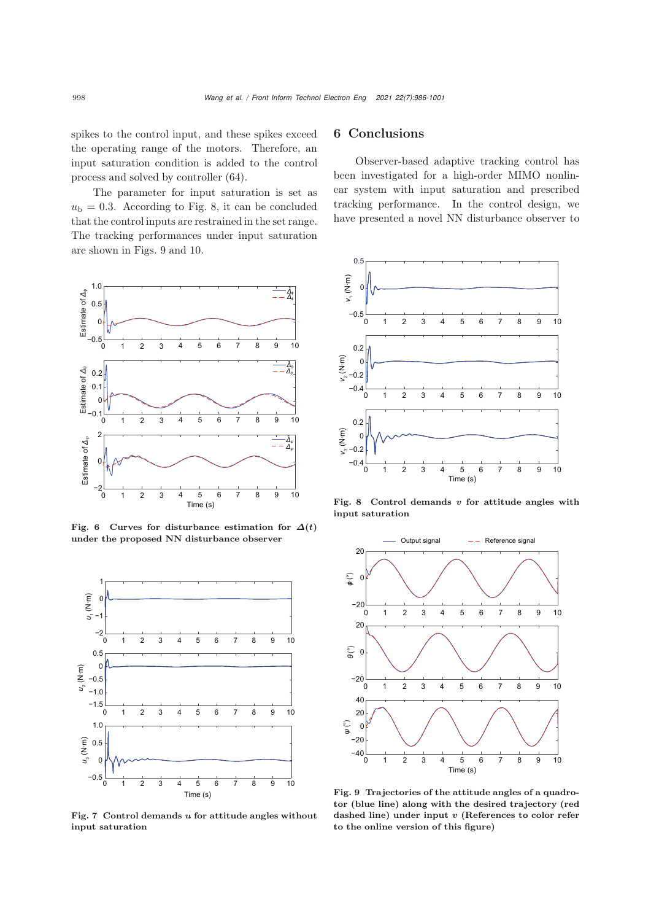spikes to the control input, and these spikes exceed the operating range of the motors. Therefore, an input saturation condition is added to the control process and solved by controller (64).

The parameter for input saturation is set as $u_{\mathrm{b}} = 0.3$. According to Fig. 8, it can be concluded that the control inputs are restrained in the set range. The tracking performances under input saturation are shown in Figs. 9 and 10.

Fig. 6 Curves for disturbance estimation for $\boldsymbol{\Delta}(t)$ under the proposed NN disturbance observer

Fig. 7 Control demands $\boldsymbol{u}$ for attitude angles without input saturation

## 6 Conclusions

Observer-based adaptive tracking control has been investigated for a high-order MIMO nonlinear system with input saturation and prescribed tracking performance. In the control design, we have presented a novel NN disturbance observer to

Fig. 8 Control demands $\boldsymbol{v}$ for attitude angles with input saturation

Fig. 9 Trajectories of the attitude angles of a quadrotor (blue line) along with the desired trajectory (red dashed line) under input $\boldsymbol{v}$ (References to color refer to the online version of this figure)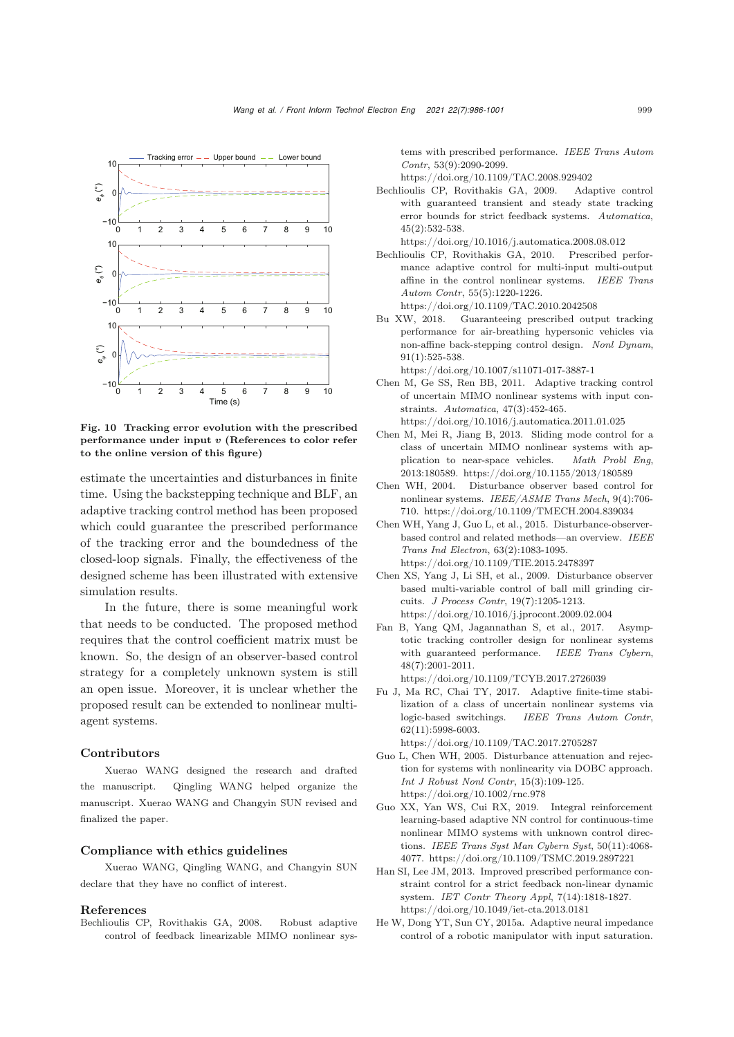Fig. 10 Tracking error evolution with the prescribed performance under input $v$ (References to color refer to the online version of this figure)

estimate the uncertainties and disturbances in finite time. Using the backstepping technique and BLF, an adaptive tracking control method has been proposed which could guarantee the prescribed performance of the tracking error and the boundedness of the closed-loop signals. Finally, the effectiveness of the designed scheme has been illustrated with extensive simulation results.

In the future, there is some meaningful work that needs to be conducted. The proposed method requires that the control coefficient matrix must be known. So, the design of an observer-based control strategy for a completely unknown system is still an open issue. Moreover, it is unclear whether the proposed result can be extended to nonlinear multi-agent systems.

## Contributors

Xuerao WANG designed the research and drafted the manuscript. Qingling WANG helped organize the manuscript. Xuerao WANG and Changyin SUN revised and finalized the paper.

## Compliance with ethics guidelines

Xuerao WANG, Qingling WANG, and Changyin SUN declare that they have no conflict of interest.

## References

Bechlioulis CP, Rovithakis GA, 2008. Robust adaptive control of feedback linearizable MIMO nonlinear systems with prescribed performance. *IEEE Trans Autom Contr*, 53(9):2090-2099. https://doi.org/10.1109/TAC.2008.929402

Bechlioulis CP, Rovithakis GA, 2009. Adaptive control with guaranteed transient and steady state tracking error bounds for strict feedback systems. *Automatica*, 45(2):532-538. https://doi.org/10.1016/j.automatica.2008.08.012

Bechlioulis CP, Rovithakis GA, 2010. Prescribed performance adaptive control for multi-input multi-output affine in the control nonlinear systems. *IEEE Trans Autom Contr*, 55(5):1220-1226. https://doi.org/10.1109/TAC.2010.2042508

Bu XW, 2018. Guaranteeing prescribed output tracking performance for air-breathing hypersonic vehicles via non-affine back-stepping control design. *Nonl Dynam*, 91(1):525-538. https://doi.org/10.1007/s11071-017-3887-1

Chen M, Ge SS, Ren BB, 2011. Adaptive tracking control of uncertain MIMO nonlinear systems with input constraints. *Automatica*, 47(3):452-465. https://doi.org/10.1016/j.automatica.2011.01.025

Chen M, Mei R, Jiang B, 2013. Sliding mode control for a class of uncertain MIMO nonlinear systems with application to near-space vehicles. *Math Probl Eng*, 2013:180589. https://doi.org/10.1155/2013/180589

Chen WH, 2004. Disturbance observer based control for nonlinear systems. *IEEE/ASME Trans Mech*, 9(4):706-710. https://doi.org/10.1109/TMECH.2004.839034

Chen WH, Yang J, Guo L, et al., 2015. Disturbance-observer-based control and related methods—an overview. *IEEE Trans Ind Electron*, 63(2):1083-1095. https://doi.org/10.1109/TIE.2015.2478397

Chen XS, Yang J, Li SH, et al., 2009. Disturbance observer based multi-variable control of ball mill grinding circuits. *J Process Contr*, 19(7):1205-1213. https://doi.org/10.1016/j.jprocont.2009.02.004

Fan B, Yang QM, Jagannathan S, et al., 2017. Asymptotic tracking controller design for nonlinear systems with guaranteed performance. *IEEE Trans Cybern*, 48(7):2001-2011. https://doi.org/10.1109/TCYB.2017.2726039

Fu J, Ma RC, Chai TY, 2017. Adaptive finite-time stabilization of a class of uncertain nonlinear systems via logic-based switchings. *IEEE Trans Autom Contr*, 62(11):5998-6003. https://doi.org/10.1109/TAC.2017.2705287

Guo L, Chen WH, 2005. Disturbance attenuation and rejection for systems with nonlinearity via DOBC approach. *Int J Robust Nonl Contr*, 15(3):109-125. https://doi.org/10.1002/rnc.978

Guo XX, Yan WS, Cui RX, 2019. Integral reinforcement learning-based adaptive NN control for continuous-time nonlinear MIMO systems with unknown control directions. *IEEE Trans Syst Man Cybern Syst*, 50(11):4068-4077. https://doi.org/10.1109/TSMC.2019.2897221

Han SI, Lee JM, 2013. Improved prescribed performance constraint control for a strict feedback non-linear dynamic system. *IET Contr Theory Appl*, 7(14):1818-1827. https://doi.org/10.1049/iet-cta.2013.0181

He W, Dong YT, Sun CY, 2015a. Adaptive neural impedance control of a robotic manipulator with input saturation.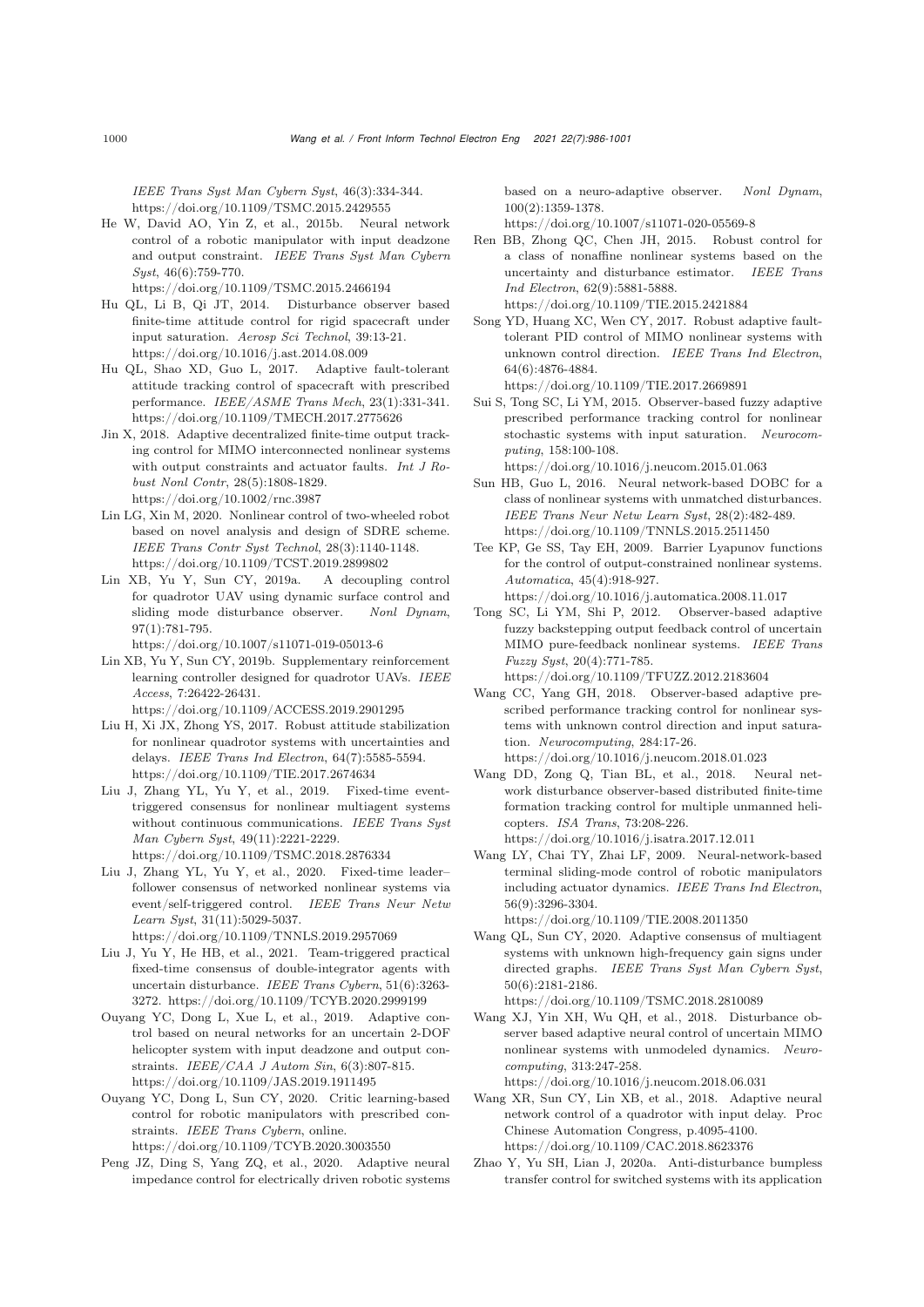*IEEE Trans Syst Man Cybern Syst*, 46(3):334-344. https://doi.org/10.1109/TSMC.2015.2429555

He W, David AO, Yin Z, et al., 2015b. Neural network control of a robotic manipulator with input deadzone and output constraint. *IEEE Trans Syst Man Cybern Syst*, 46(6):759-770. https://doi.org/10.1109/TSMC.2015.2466194

Hu QL, Li B, Qi JT, 2014. Disturbance observer based finite-time attitude control for rigid spacecraft under input saturation. *Aerosp Sci Technol*, 39:13-21. https://doi.org/10.1016/j.ast.2014.08.009

Hu QL, Shao XD, Guo L, 2017. Adaptive fault-tolerant attitude tracking control of spacecraft with prescribed performance. *IEEE/ASME Trans Mech*, 23(1):331-341. https://doi.org/10.1109/TMECH.2017.2775626

Jin X, 2018. Adaptive decentralized finite-time output tracking control for MIMO interconnected nonlinear systems with output constraints and actuator faults. *Int J Robust Nonl Contr*, 28(5):1808-1829. https://doi.org/10.1002/rnc.3987

Lin LG, Xin M, 2020. Nonlinear control of two-wheeled robot based on novel analysis and design of SDRE scheme. *IEEE Trans Contr Syst Technol*, 28(3):1140-1148. https://doi.org/10.1109/TCST.2019.2899802

Lin XB, Yu Y, Sun CY, 2019a. A decoupling control for quadrotor UAV using dynamic surface control and sliding mode disturbance observer. *Nonl Dynam*, 97(1):781-795. https://doi.org/10.1007/s11071-019-05013-6

Lin XB, Yu Y, Sun CY, 2019b. Supplementary reinforcement learning controller designed for quadrotor UAVs. *IEEE Access*, 7:26422-26431. https://doi.org/10.1109/ACCESS.2019.2901295

Liu H, Xi JX, Zhong YS, 2017. Robust attitude stabilization for nonlinear quadrotor systems with uncertainties and delays. *IEEE Trans Ind Electron*, 64(7):5585-5594. https://doi.org/10.1109/TIE.2017.2674634

Liu J, Zhang YL, Yu Y, et al., 2019. Fixed-time event-triggered consensus for nonlinear multiagent systems without continuous communications. *IEEE Trans Syst Man Cybern Syst*, 49(11):2221-2229. https://doi.org/10.1109/TSMC.2018.2876334

Liu J, Zhang YL, Yu Y, et al., 2020. Fixed-time leader–follower consensus of networked nonlinear systems via event/self-triggered control. *IEEE Trans Neur Netw Learn Syst*, 31(11):5029-5037. https://doi.org/10.1109/TNNLS.2019.2957069

Liu J, Yu Y, He HB, et al., 2021. Team-triggered practical fixed-time consensus of double-integrator agents with uncertain disturbance. *IEEE Trans Cybern*, 51(6):3263-3272. https://doi.org/10.1109/TCYB.2020.2999199

Ouyang YC, Dong L, Xue L, et al., 2019. Adaptive control based on neural networks for an uncertain 2-DOF helicopter system with input deadzone and output constraints. *IEEE/CAA J Autom Sin*, 6(3):807-815. https://doi.org/10.1109/JAS.2019.1911495

Ouyang YC, Dong L, Sun CY, 2020. Critic learning-based control for robotic manipulators with prescribed constraints. *IEEE Trans Cybern*, online. https://doi.org/10.1109/TCYB.2020.3003550

Peng JZ, Ding S, Yang ZQ, et al., 2020. Adaptive neural impedance control for electrically driven robotic systems based on a neuro-adaptive observer. *Nonl Dynam*, 100(2):1359-1378. https://doi.org/10.1007/s11071-020-05569-8

Ren BB, Zhong QC, Chen JH, 2015. Robust control for a class of nonaffine nonlinear systems based on the uncertainty and disturbance estimator. *IEEE Trans Ind Electron*, 62(9):5881-5888. https://doi.org/10.1109/TIE.2015.2421884

Song YD, Huang XC, Wen CY, 2017. Robust adaptive fault-tolerant PID control of MIMO nonlinear systems with unknown control direction. *IEEE Trans Ind Electron*, 64(6):4876-4884. https://doi.org/10.1109/TIE.2017.2669891

Sui S, Tong SC, Li YM, 2015. Observer-based fuzzy adaptive prescribed performance tracking control for nonlinear stochastic systems with input saturation. *Neurocomputing*, 158:100-108. https://doi.org/10.1016/j.neucom.2015.01.063

Sun HB, Guo L, 2016. Neural network-based DOBC for a class of nonlinear systems with unmatched disturbances. *IEEE Trans Neur Netw Learn Syst*, 28(2):482-489. https://doi.org/10.1109/TNNLS.2015.2511450

Tee KP, Ge SS, Tay EH, 2009. Barrier Lyapunov functions for the control of output-constrained nonlinear systems. *Automatica*, 45(4):918-927. https://doi.org/10.1016/j.automatica.2008.11.017

Tong SC, Li YM, Shi P, 2012. Observer-based adaptive fuzzy backstepping output feedback control of uncertain MIMO pure-feedback nonlinear systems. *IEEE Trans Fuzzy Syst*, 20(4):771-785. https://doi.org/10.1109/TFUZZ.2012.2183604

Wang CC, Yang GH, 2018. Observer-based adaptive prescribed performance tracking control for nonlinear systems with unknown control direction and input saturation. *Neurocomputing*, 284:17-26. https://doi.org/10.1016/j.neucom.2018.01.023

Wang DD, Zong Q, Tian BL, et al., 2018. Neural network disturbance observer-based distributed finite-time formation tracking control for multiple unmanned helicopters. *ISA Trans*, 73:208-226. https://doi.org/10.1016/j.isatra.2017.12.011

Wang LY, Chai TY, Zhai LF, 2009. Neural-network-based terminal sliding-mode control of robotic manipulators including actuator dynamics. *IEEE Trans Ind Electron*, 56(9):3296-3304. https://doi.org/10.1109/TIE.2008.2011350

Wang QL, Sun CY, 2020. Adaptive consensus of multiagent systems with unknown high-frequency gain signs under directed graphs. *IEEE Trans Syst Man Cybern Syst*, 50(6):2181-2186. https://doi.org/10.1109/TSMC.2018.2810089

Wang XJ, Yin XH, Wu QH, et al., 2018. Disturbance observer based adaptive neural control of uncertain MIMO nonlinear systems with unmodeled dynamics. *Neurocomputing*, 313:247-258. https://doi.org/10.1016/j.neucom.2018.06.031

Wang XR, Sun CY, Lin XB, et al., 2018. Adaptive neural network control of a quadrotor with input delay. Proc Chinese Automation Congress, p.4095-4100. https://doi.org/10.1109/CAC.2018.8623376

Zhao Y, Yu SH, Lian J, 2020a. Anti-disturbance bumpless transfer control for switched systems with its application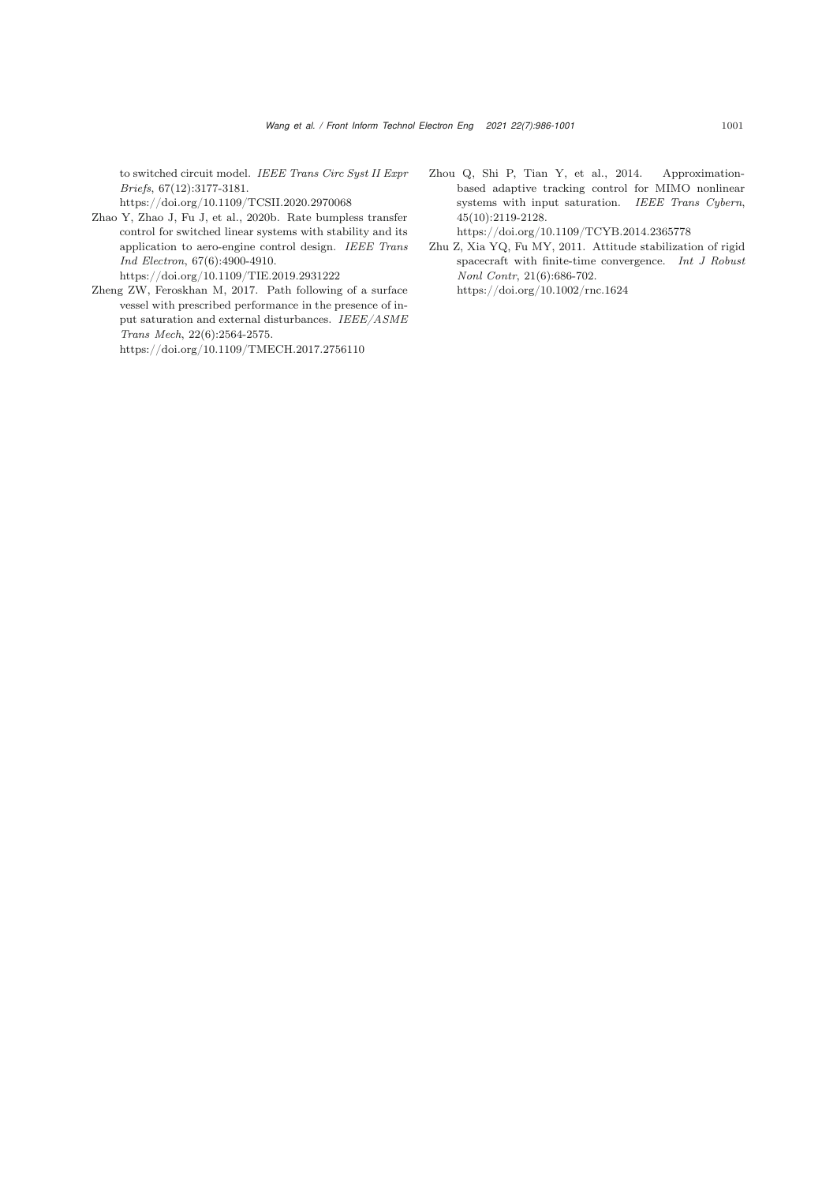to switched circuit model. *IEEE Trans Circ Syst II Expr Briefs*, 67(12):3177-3181.
https://doi.org/10.1109/TCSII.2020.2970068

Zhao Y, Zhao J, Fu J, et al., 2020b. Rate bumpless transfer control for switched linear systems with stability and its application to aero-engine control design. *IEEE Trans Ind Electron*, 67(6):4900-4910.
https://doi.org/10.1109/TIE.2019.2931222

Zheng ZW, Feroskhan M, 2017. Path following of a surface vessel with prescribed performance in the presence of input saturation and external disturbances. *IEEE/ASME Trans Mech*, 22(6):2564-2575.
https://doi.org/10.1109/TMECH.2017.2756110

Zhou Q, Shi P, Tian Y, et al., 2014. Approximation-based adaptive tracking control for MIMO nonlinear systems with input saturation. *IEEE Trans Cybern*, 45(10):2119-2128.
https://doi.org/10.1109/TCYB.2014.2365778

Zhu Z, Xia YQ, Fu MY, 2011. Attitude stabilization of rigid spacecraft with finite-time convergence. *Int J Robust Nonl Contr*, 21(6):686-702.
https://doi.org/10.1002/rnc.1624